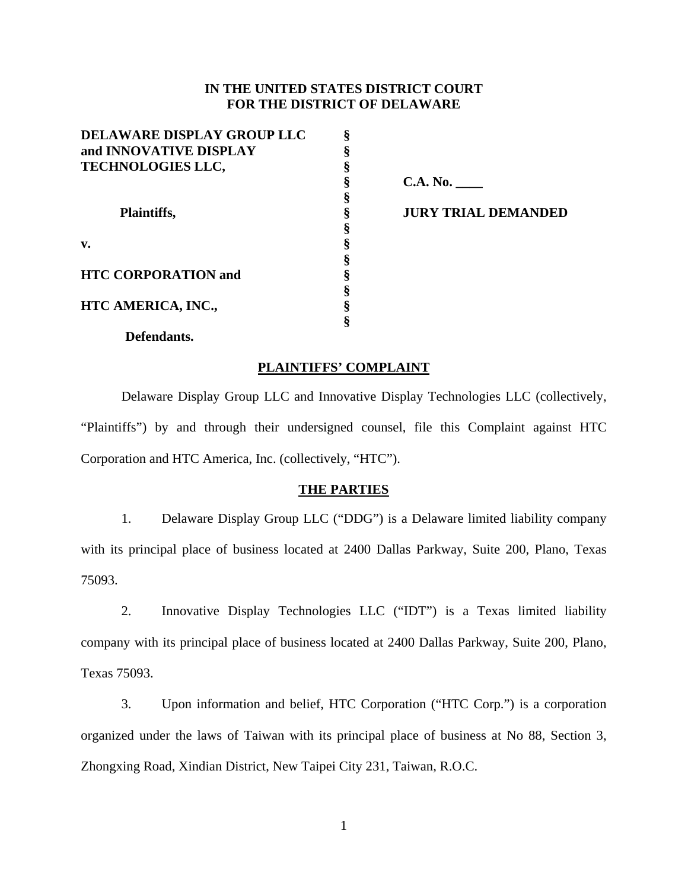**IN THE UNITED STATES DISTRICT COURT**
**FOR THE DISTRICT OF DELAWARE**

| | | |
|---|---|---|
| **DELAWARE DISPLAY GROUP LLC and INNOVATIVE DISPLAY TECHNOLOGIES LLC,** | § | |
| | § | **C.A. No. ____** |
| **Plaintiffs,** | § | **JURY TRIAL DEMANDED** |
| **v.** | § | |
| **HTC CORPORATION and** | § | |
| **HTC AMERICA, INC.,** | § | |
| **Defendants.** | § | |

## PLAINTIFFS' COMPLAINT

Delaware Display Group LLC and Innovative Display Technologies LLC (collectively, "Plaintiffs") by and through their undersigned counsel, file this Complaint against HTC Corporation and HTC America, Inc. (collectively, "HTC").

## THE PARTIES

1. Delaware Display Group LLC ("DDG") is a Delaware limited liability company with its principal place of business located at 2400 Dallas Parkway, Suite 200, Plano, Texas 75093.

2. Innovative Display Technologies LLC ("IDT") is a Texas limited liability company with its principal place of business located at 2400 Dallas Parkway, Suite 200, Plano, Texas 75093.

3. Upon information and belief, HTC Corporation ("HTC Corp.") is a corporation organized under the laws of Taiwan with its principal place of business at No 88, Section 3, Zhongxing Road, Xindian District, New Taipei City 231, Taiwan, R.O.C.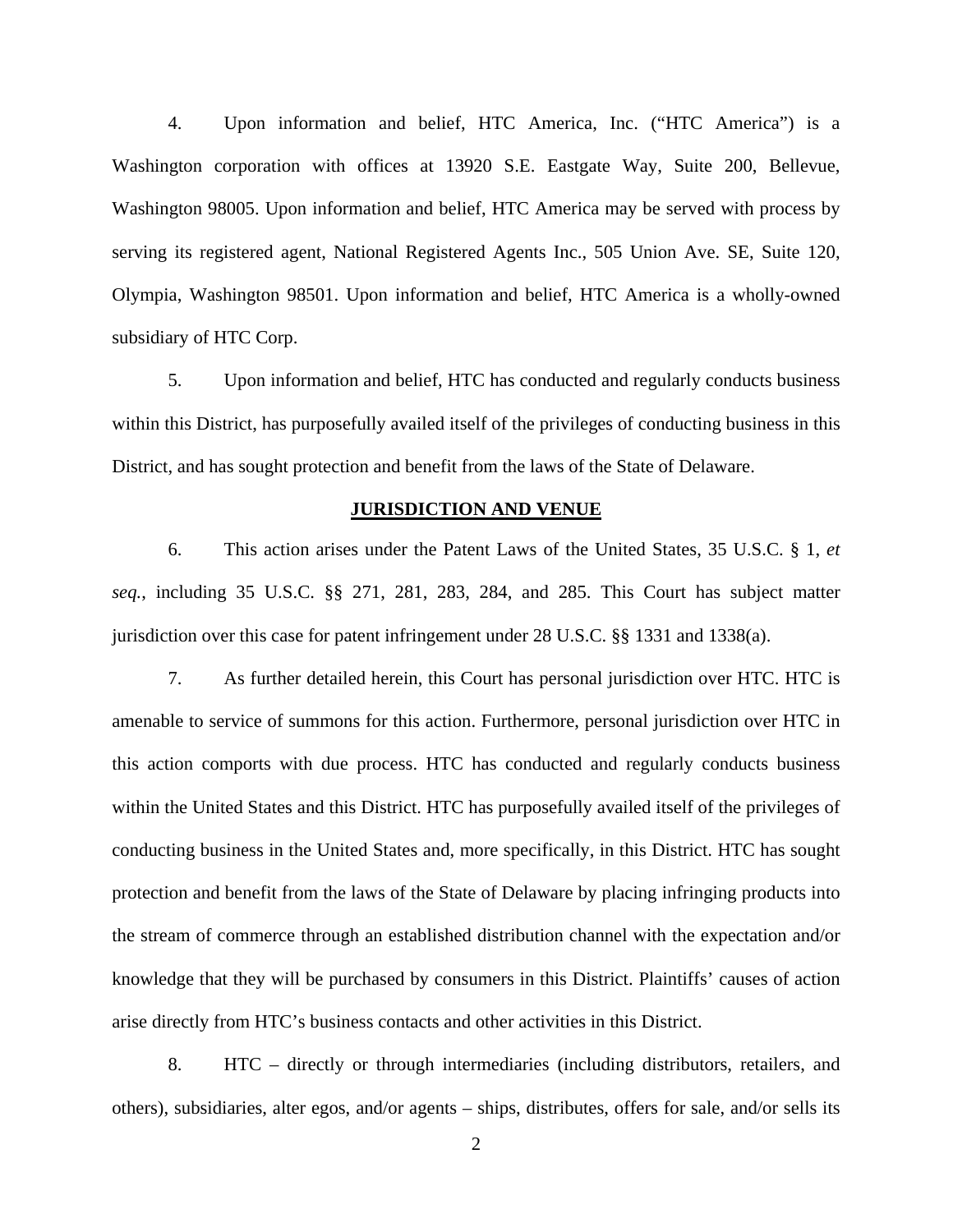4. Upon information and belief, HTC America, Inc. ("HTC America") is a Washington corporation with offices at 13920 S.E. Eastgate Way, Suite 200, Bellevue, Washington 98005. Upon information and belief, HTC America may be served with process by serving its registered agent, National Registered Agents Inc., 505 Union Ave. SE, Suite 120, Olympia, Washington 98501. Upon information and belief, HTC America is a wholly-owned subsidiary of HTC Corp.

5. Upon information and belief, HTC has conducted and regularly conducts business within this District, has purposefully availed itself of the privileges of conducting business in this District, and has sought protection and benefit from the laws of the State of Delaware.

## JURISDICTION AND VENUE

6. This action arises under the Patent Laws of the United States, 35 U.S.C. § 1, *et seq.*, including 35 U.S.C. §§ 271, 281, 283, 284, and 285. This Court has subject matter jurisdiction over this case for patent infringement under 28 U.S.C. §§ 1331 and 1338(a).

7. As further detailed herein, this Court has personal jurisdiction over HTC. HTC is amenable to service of summons for this action. Furthermore, personal jurisdiction over HTC in this action comports with due process. HTC has conducted and regularly conducts business within the United States and this District. HTC has purposefully availed itself of the privileges of conducting business in the United States and, more specifically, in this District. HTC has sought protection and benefit from the laws of the State of Delaware by placing infringing products into the stream of commerce through an established distribution channel with the expectation and/or knowledge that they will be purchased by consumers in this District. Plaintiffs' causes of action arise directly from HTC's business contacts and other activities in this District.

8. HTC – directly or through intermediaries (including distributors, retailers, and others), subsidiaries, alter egos, and/or agents – ships, distributes, offers for sale, and/or sells its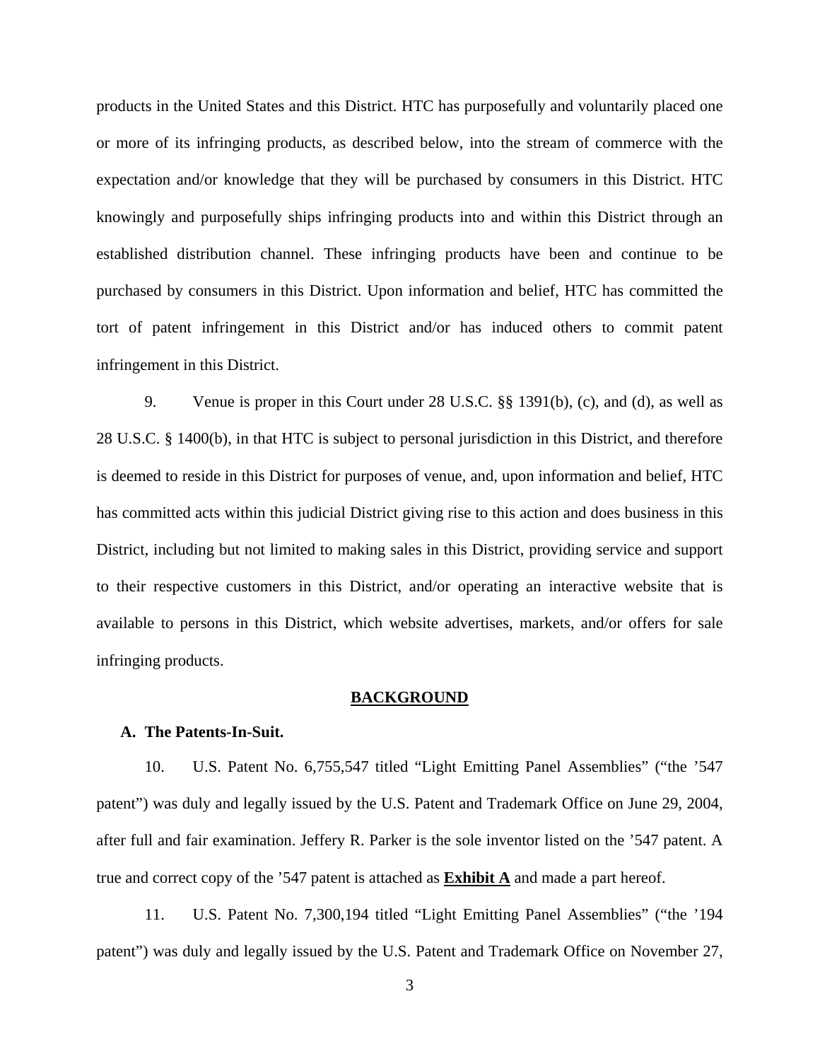products in the United States and this District. HTC has purposefully and voluntarily placed one or more of its infringing products, as described below, into the stream of commerce with the expectation and/or knowledge that they will be purchased by consumers in this District. HTC knowingly and purposefully ships infringing products into and within this District through an established distribution channel. These infringing products have been and continue to be purchased by consumers in this District. Upon information and belief, HTC has committed the tort of patent infringement in this District and/or has induced others to commit patent infringement in this District.

9. Venue is proper in this Court under 28 U.S.C. §§ 1391(b), (c), and (d), as well as 28 U.S.C. § 1400(b), in that HTC is subject to personal jurisdiction in this District, and therefore is deemed to reside in this District for purposes of venue, and, upon information and belief, HTC has committed acts within this judicial District giving rise to this action and does business in this District, including but not limited to making sales in this District, providing service and support to their respective customers in this District, and/or operating an interactive website that is available to persons in this District, which website advertises, markets, and/or offers for sale infringing products.

## BACKGROUND

### A. The Patents-In-Suit.

10. U.S. Patent No. 6,755,547 titled "Light Emitting Panel Assemblies" ("the '547 patent") was duly and legally issued by the U.S. Patent and Trademark Office on June 29, 2004, after full and fair examination. Jeffery R. Parker is the sole inventor listed on the '547 patent. A true and correct copy of the '547 patent is attached as **Exhibit A** and made a part hereof.

11. U.S. Patent No. 7,300,194 titled "Light Emitting Panel Assemblies" ("the '194 patent") was duly and legally issued by the U.S. Patent and Trademark Office on November 27,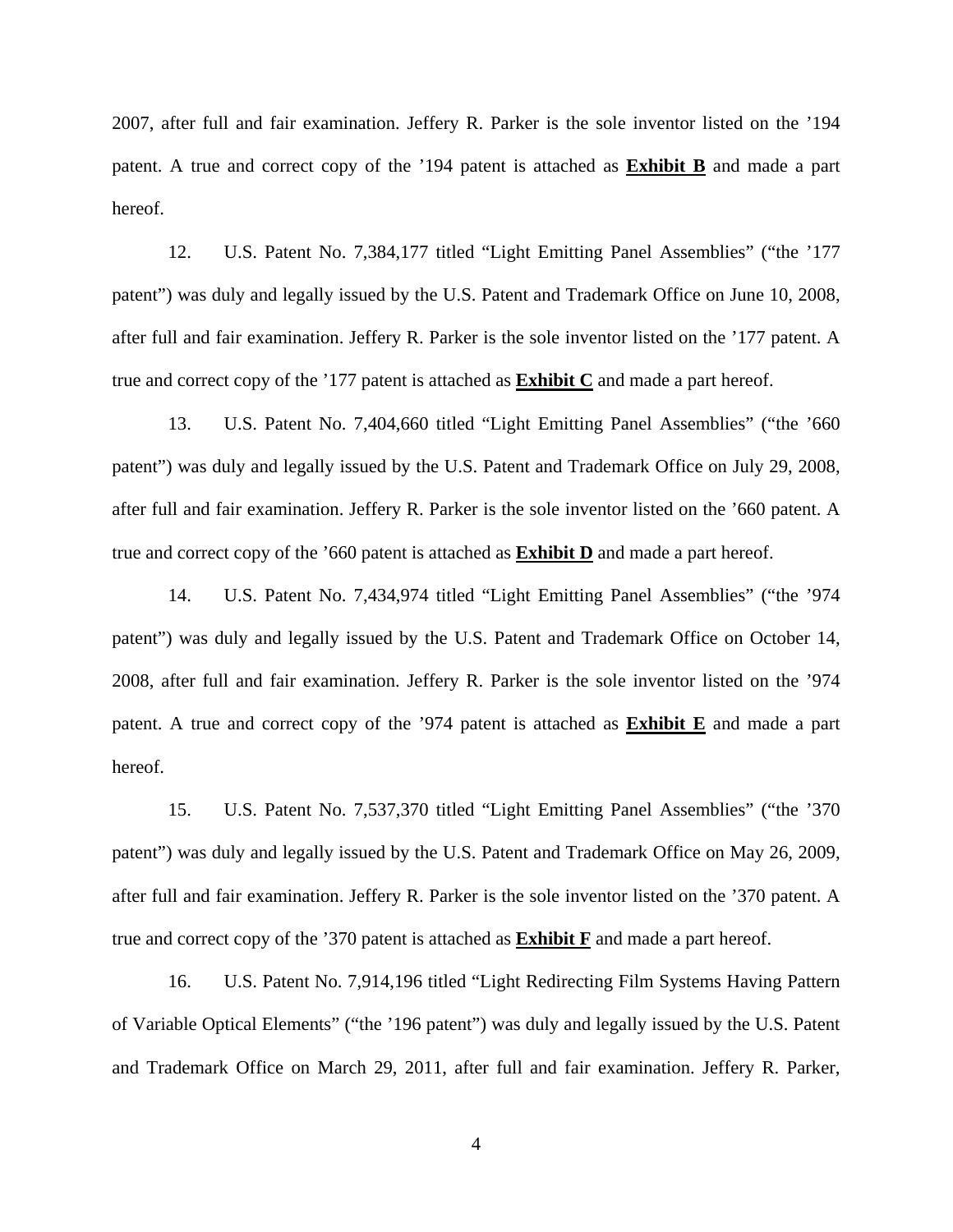2007, after full and fair examination. Jeffery R. Parker is the sole inventor listed on the ’194 patent. A true and correct copy of the ’194 patent is attached as **<u>Exhibit B</u>** and made a part hereof.

12. U.S. Patent No. 7,384,177 titled “Light Emitting Panel Assemblies” (“the ’177 patent”) was duly and legally issued by the U.S. Patent and Trademark Office on June 10, 2008, after full and fair examination. Jeffery R. Parker is the sole inventor listed on the ’177 patent. A true and correct copy of the ’177 patent is attached as **<u>Exhibit C</u>** and made a part hereof.

13. U.S. Patent No. 7,404,660 titled “Light Emitting Panel Assemblies” (“the ’660 patent”) was duly and legally issued by the U.S. Patent and Trademark Office on July 29, 2008, after full and fair examination. Jeffery R. Parker is the sole inventor listed on the ’660 patent. A true and correct copy of the ’660 patent is attached as **<u>Exhibit D</u>** and made a part hereof.

14. U.S. Patent No. 7,434,974 titled “Light Emitting Panel Assemblies” (“the ’974 patent”) was duly and legally issued by the U.S. Patent and Trademark Office on October 14, 2008, after full and fair examination. Jeffery R. Parker is the sole inventor listed on the ’974 patent. A true and correct copy of the ’974 patent is attached as **<u>Exhibit E</u>** and made a part hereof.

15. U.S. Patent No. 7,537,370 titled “Light Emitting Panel Assemblies” (“the ’370 patent”) was duly and legally issued by the U.S. Patent and Trademark Office on May 26, 2009, after full and fair examination. Jeffery R. Parker is the sole inventor listed on the ’370 patent. A true and correct copy of the ’370 patent is attached as **<u>Exhibit F</u>** and made a part hereof.

16. U.S. Patent No. 7,914,196 titled “Light Redirecting Film Systems Having Pattern of Variable Optical Elements” (“the ’196 patent”) was duly and legally issued by the U.S. Patent and Trademark Office on March 29, 2011, after full and fair examination. Jeffery R. Parker,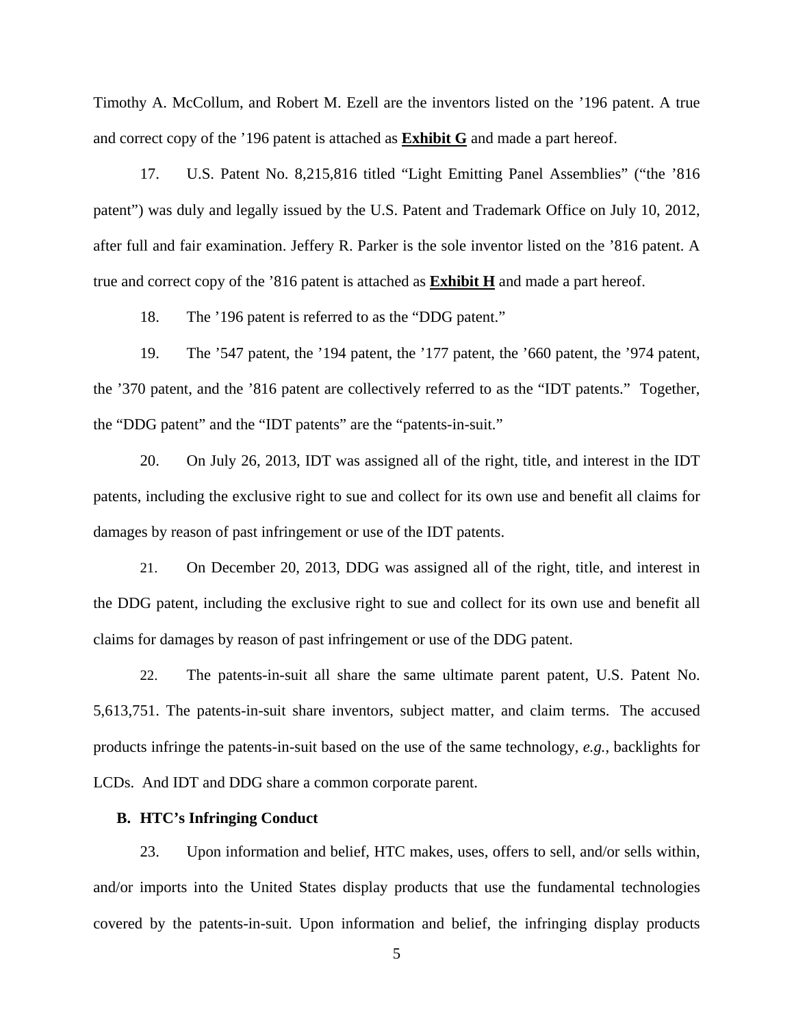Timothy A. McCollum, and Robert M. Ezell are the inventors listed on the ’196 patent. A true and correct copy of the ’196 patent is attached as **Exhibit G** and made a part hereof.

17. U.S. Patent No. 8,215,816 titled “Light Emitting Panel Assemblies” (“the ’816 patent”) was duly and legally issued by the U.S. Patent and Trademark Office on July 10, 2012, after full and fair examination. Jeffery R. Parker is the sole inventor listed on the ’816 patent. A true and correct copy of the ’816 patent is attached as **Exhibit H** and made a part hereof.

18. The ’196 patent is referred to as the “DDG patent.”

19. The ’547 patent, the ’194 patent, the ’177 patent, the ’660 patent, the ’974 patent, the ’370 patent, and the ’816 patent are collectively referred to as the “IDT patents.” Together, the “DDG patent” and the “IDT patents” are the “patents-in-suit.”

20. On July 26, 2013, IDT was assigned all of the right, title, and interest in the IDT patents, including the exclusive right to sue and collect for its own use and benefit all claims for damages by reason of past infringement or use of the IDT patents.

21. On December 20, 2013, DDG was assigned all of the right, title, and interest in the DDG patent, including the exclusive right to sue and collect for its own use and benefit all claims for damages by reason of past infringement or use of the DDG patent.

22. The patents-in-suit all share the same ultimate parent patent, U.S. Patent No. 5,613,751. The patents-in-suit share inventors, subject matter, and claim terms. The accused products infringe the patents-in-suit based on the use of the same technology, *e.g.*, backlights for LCDs. And IDT and DDG share a common corporate parent.

**B. HTC’s Infringing Conduct**

23. Upon information and belief, HTC makes, uses, offers to sell, and/or sells within, and/or imports into the United States display products that use the fundamental technologies covered by the patents-in-suit. Upon information and belief, the infringing display products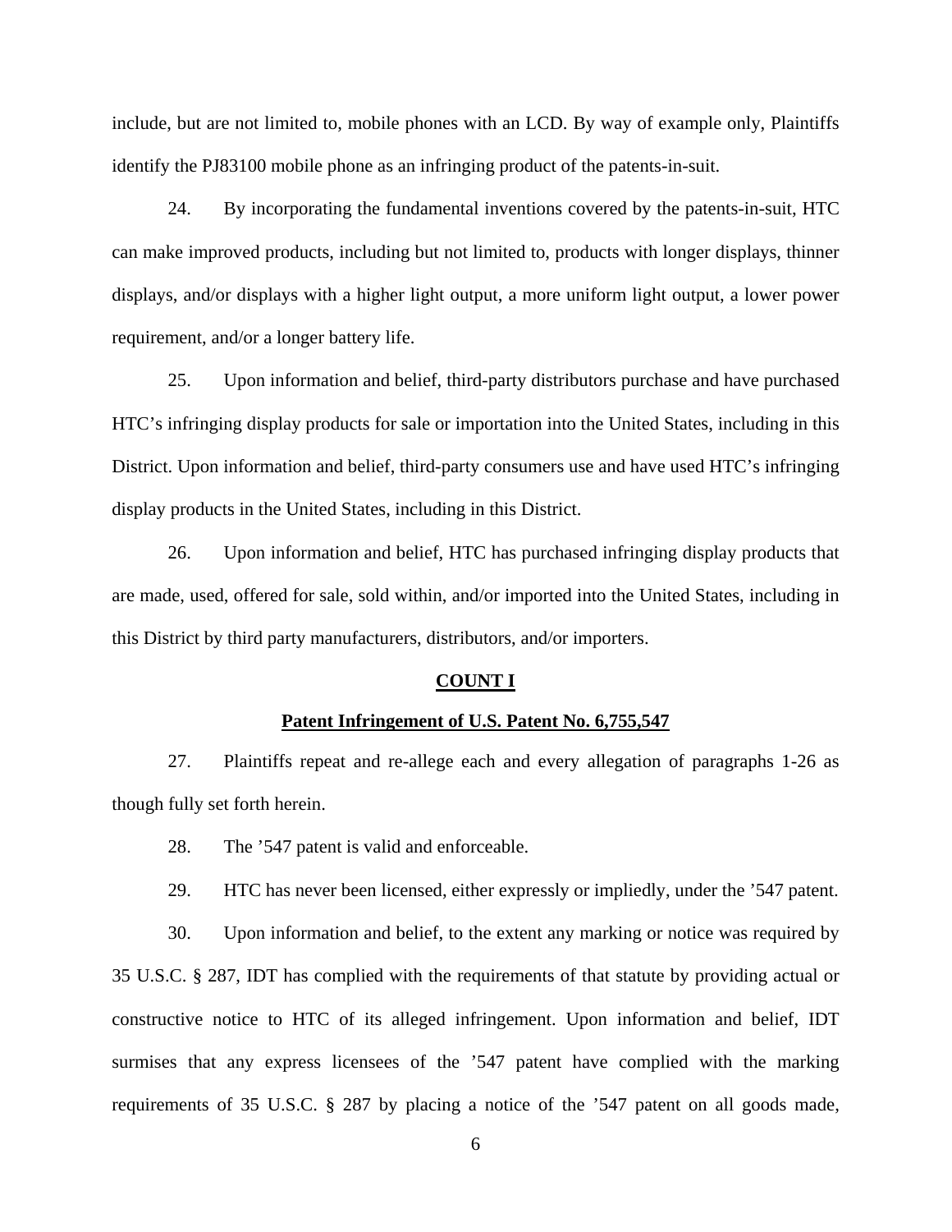include, but are not limited to, mobile phones with an LCD. By way of example only, Plaintiffs identify the PJ83100 mobile phone as an infringing product of the patents-in-suit.

24. By incorporating the fundamental inventions covered by the patents-in-suit, HTC can make improved products, including but not limited to, products with longer displays, thinner displays, and/or displays with a higher light output, a more uniform light output, a lower power requirement, and/or a longer battery life.

25. Upon information and belief, third-party distributors purchase and have purchased HTC's infringing display products for sale or importation into the United States, including in this District. Upon information and belief, third-party consumers use and have used HTC's infringing display products in the United States, including in this District.

26. Upon information and belief, HTC has purchased infringing display products that are made, used, offered for sale, sold within, and/or imported into the United States, including in this District by third party manufacturers, distributors, and/or importers.

## COUNT I

### Patent Infringement of U.S. Patent No. 6,755,547

27. Plaintiffs repeat and re-allege each and every allegation of paragraphs 1-26 as though fully set forth herein.

28. The '547 patent is valid and enforceable.

29. HTC has never been licensed, either expressly or impliedly, under the '547 patent.

30. Upon information and belief, to the extent any marking or notice was required by 35 U.S.C. § 287, IDT has complied with the requirements of that statute by providing actual or constructive notice to HTC of its alleged infringement. Upon information and belief, IDT surmises that any express licensees of the '547 patent have complied with the marking requirements of 35 U.S.C. § 287 by placing a notice of the '547 patent on all goods made,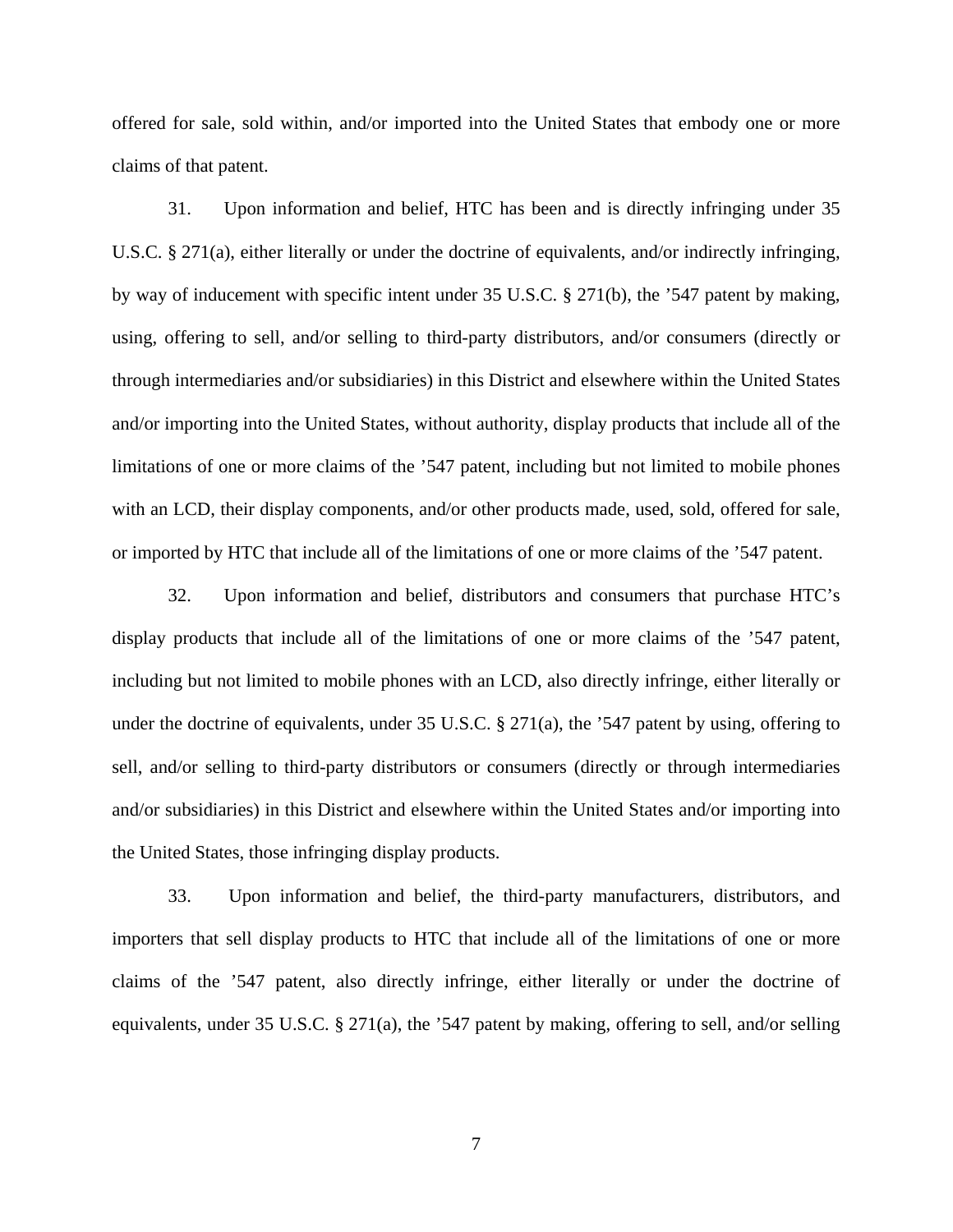offered for sale, sold within, and/or imported into the United States that embody one or more claims of that patent.

31. Upon information and belief, HTC has been and is directly infringing under 35 U.S.C. § 271(a), either literally or under the doctrine of equivalents, and/or indirectly infringing, by way of inducement with specific intent under 35 U.S.C. § 271(b), the ’547 patent by making, using, offering to sell, and/or selling to third-party distributors, and/or consumers (directly or through intermediaries and/or subsidiaries) in this District and elsewhere within the United States and/or importing into the United States, without authority, display products that include all of the limitations of one or more claims of the ’547 patent, including but not limited to mobile phones with an LCD, their display components, and/or other products made, used, sold, offered for sale, or imported by HTC that include all of the limitations of one or more claims of the ’547 patent.

32. Upon information and belief, distributors and consumers that purchase HTC’s display products that include all of the limitations of one or more claims of the ’547 patent, including but not limited to mobile phones with an LCD, also directly infringe, either literally or under the doctrine of equivalents, under 35 U.S.C. § 271(a), the ’547 patent by using, offering to sell, and/or selling to third-party distributors or consumers (directly or through intermediaries and/or subsidiaries) in this District and elsewhere within the United States and/or importing into the United States, those infringing display products.

33. Upon information and belief, the third-party manufacturers, distributors, and importers that sell display products to HTC that include all of the limitations of one or more claims of the ’547 patent, also directly infringe, either literally or under the doctrine of equivalents, under 35 U.S.C. § 271(a), the ’547 patent by making, offering to sell, and/or selling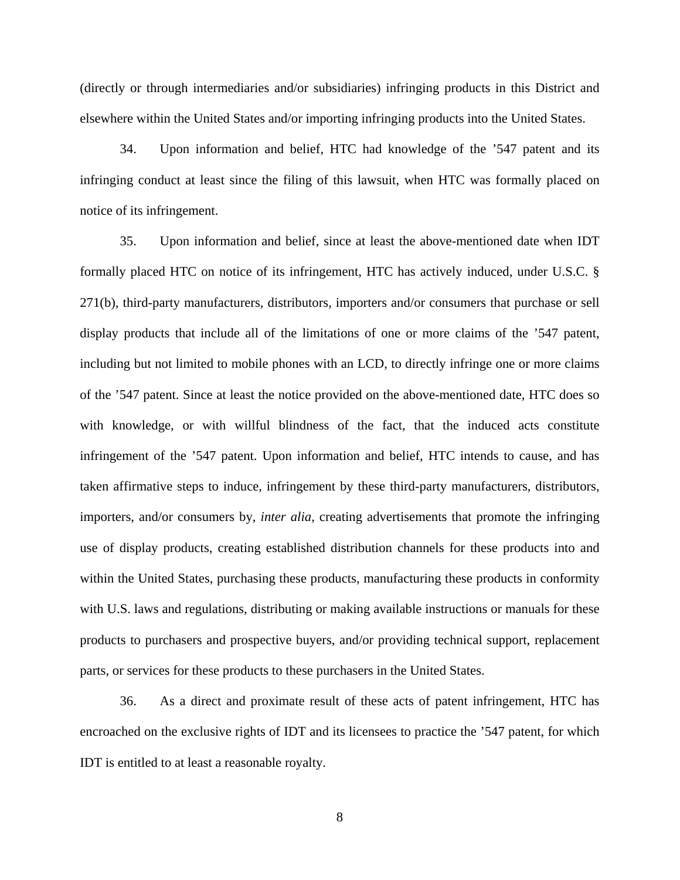(directly or through intermediaries and/or subsidiaries) infringing products in this District and elsewhere within the United States and/or importing infringing products into the United States.

34. Upon information and belief, HTC had knowledge of the ’547 patent and its infringing conduct at least since the filing of this lawsuit, when HTC was formally placed on notice of its infringement.

35. Upon information and belief, since at least the above-mentioned date when IDT formally placed HTC on notice of its infringement, HTC has actively induced, under U.S.C. § 271(b), third-party manufacturers, distributors, importers and/or consumers that purchase or sell display products that include all of the limitations of one or more claims of the ’547 patent, including but not limited to mobile phones with an LCD, to directly infringe one or more claims of the ’547 patent. Since at least the notice provided on the above-mentioned date, HTC does so with knowledge, or with willful blindness of the fact, that the induced acts constitute infringement of the ’547 patent. Upon information and belief, HTC intends to cause, and has taken affirmative steps to induce, infringement by these third-party manufacturers, distributors, importers, and/or consumers by, *inter alia*, creating advertisements that promote the infringing use of display products, creating established distribution channels for these products into and within the United States, purchasing these products, manufacturing these products in conformity with U.S. laws and regulations, distributing or making available instructions or manuals for these products to purchasers and prospective buyers, and/or providing technical support, replacement parts, or services for these products to these purchasers in the United States.

36. As a direct and proximate result of these acts of patent infringement, HTC has encroached on the exclusive rights of IDT and its licensees to practice the ’547 patent, for which IDT is entitled to at least a reasonable royalty.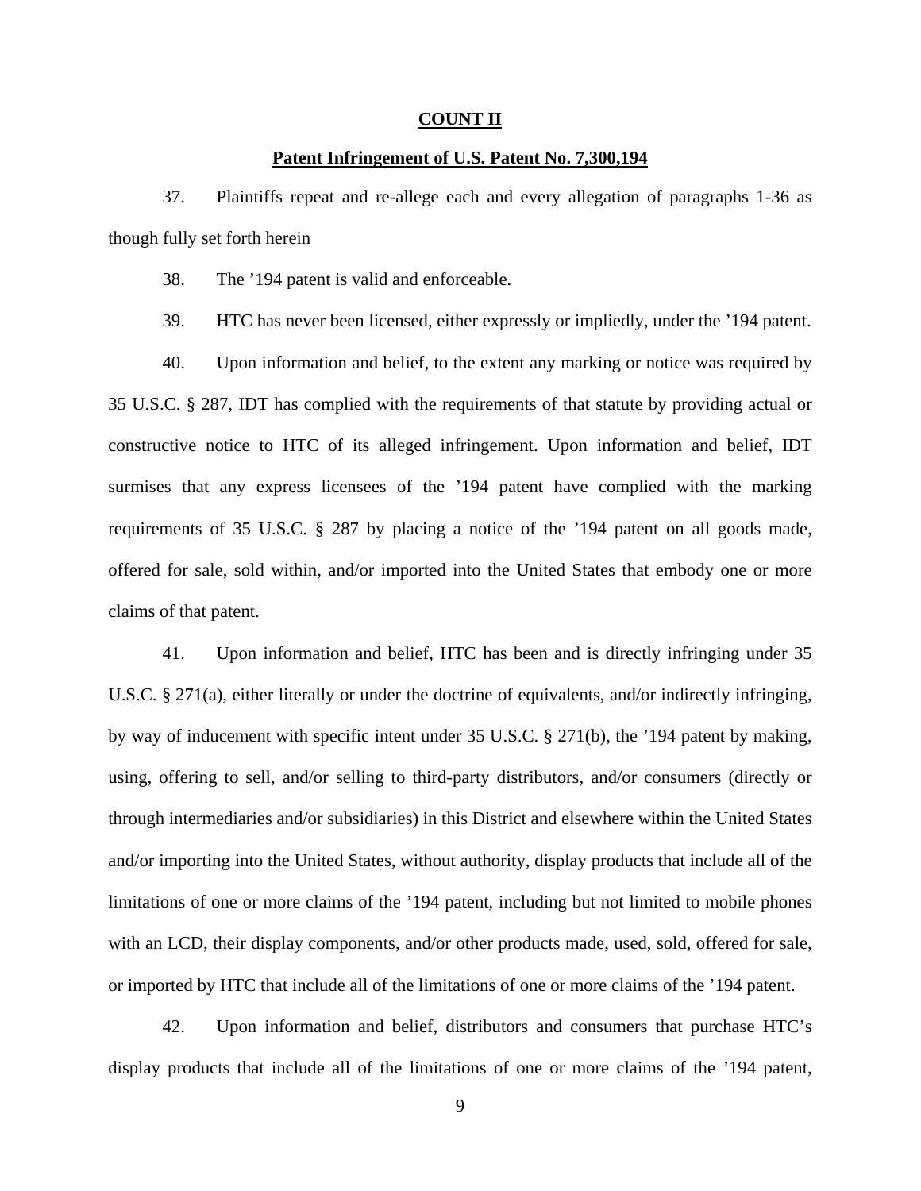**COUNT II**

**Patent Infringement of U.S. Patent No. 7,300,194**

37. Plaintiffs repeat and re-allege each and every allegation of paragraphs 1-36 as though fully set forth herein

38. The ’194 patent is valid and enforceable.

39. HTC has never been licensed, either expressly or impliedly, under the ’194 patent.

40. Upon information and belief, to the extent any marking or notice was required by 35 U.S.C. § 287, IDT has complied with the requirements of that statute by providing actual or constructive notice to HTC of its alleged infringement. Upon information and belief, IDT surmises that any express licensees of the ’194 patent have complied with the marking requirements of 35 U.S.C. § 287 by placing a notice of the ’194 patent on all goods made, offered for sale, sold within, and/or imported into the United States that embody one or more claims of that patent.

41. Upon information and belief, HTC has been and is directly infringing under 35 U.S.C. § 271(a), either literally or under the doctrine of equivalents, and/or indirectly infringing, by way of inducement with specific intent under 35 U.S.C. § 271(b), the ’194 patent by making, using, offering to sell, and/or selling to third-party distributors, and/or consumers (directly or through intermediaries and/or subsidiaries) in this District and elsewhere within the United States and/or importing into the United States, without authority, display products that include all of the limitations of one or more claims of the ’194 patent, including but not limited to mobile phones with an LCD, their display components, and/or other products made, used, sold, offered for sale, or imported by HTC that include all of the limitations of one or more claims of the ’194 patent.

42. Upon information and belief, distributors and consumers that purchase HTC’s display products that include all of the limitations of one or more claims of the ’194 patent,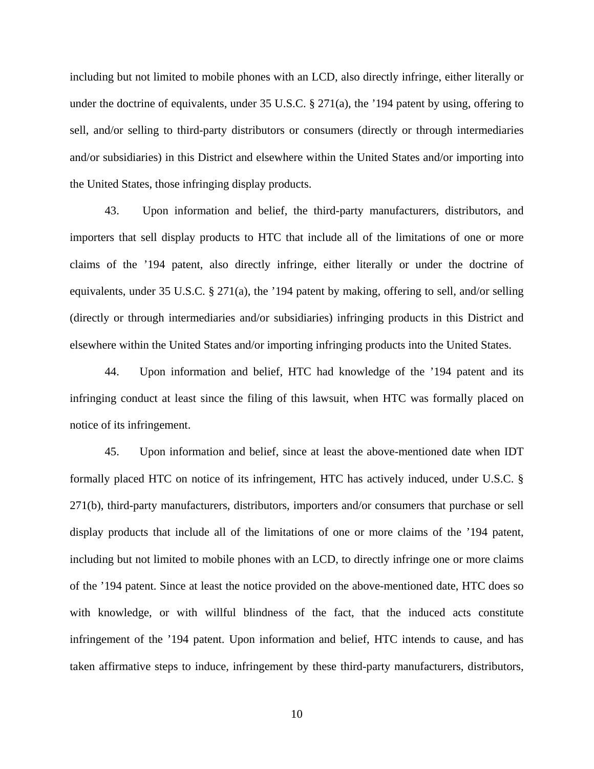including but not limited to mobile phones with an LCD, also directly infringe, either literally or under the doctrine of equivalents, under 35 U.S.C. § 271(a), the ’194 patent by using, offering to sell, and/or selling to third-party distributors or consumers (directly or through intermediaries and/or subsidiaries) in this District and elsewhere within the United States and/or importing into the United States, those infringing display products.

43. Upon information and belief, the third-party manufacturers, distributors, and importers that sell display products to HTC that include all of the limitations of one or more claims of the ’194 patent, also directly infringe, either literally or under the doctrine of equivalents, under 35 U.S.C. § 271(a), the ’194 patent by making, offering to sell, and/or selling (directly or through intermediaries and/or subsidiaries) infringing products in this District and elsewhere within the United States and/or importing infringing products into the United States.

44. Upon information and belief, HTC had knowledge of the ’194 patent and its infringing conduct at least since the filing of this lawsuit, when HTC was formally placed on notice of its infringement.

45. Upon information and belief, since at least the above-mentioned date when IDT formally placed HTC on notice of its infringement, HTC has actively induced, under U.S.C. § 271(b), third-party manufacturers, distributors, importers and/or consumers that purchase or sell display products that include all of the limitations of one or more claims of the ’194 patent, including but not limited to mobile phones with an LCD, to directly infringe one or more claims of the ’194 patent. Since at least the notice provided on the above-mentioned date, HTC does so with knowledge, or with willful blindness of the fact, that the induced acts constitute infringement of the ’194 patent. Upon information and belief, HTC intends to cause, and has taken affirmative steps to induce, infringement by these third-party manufacturers, distributors,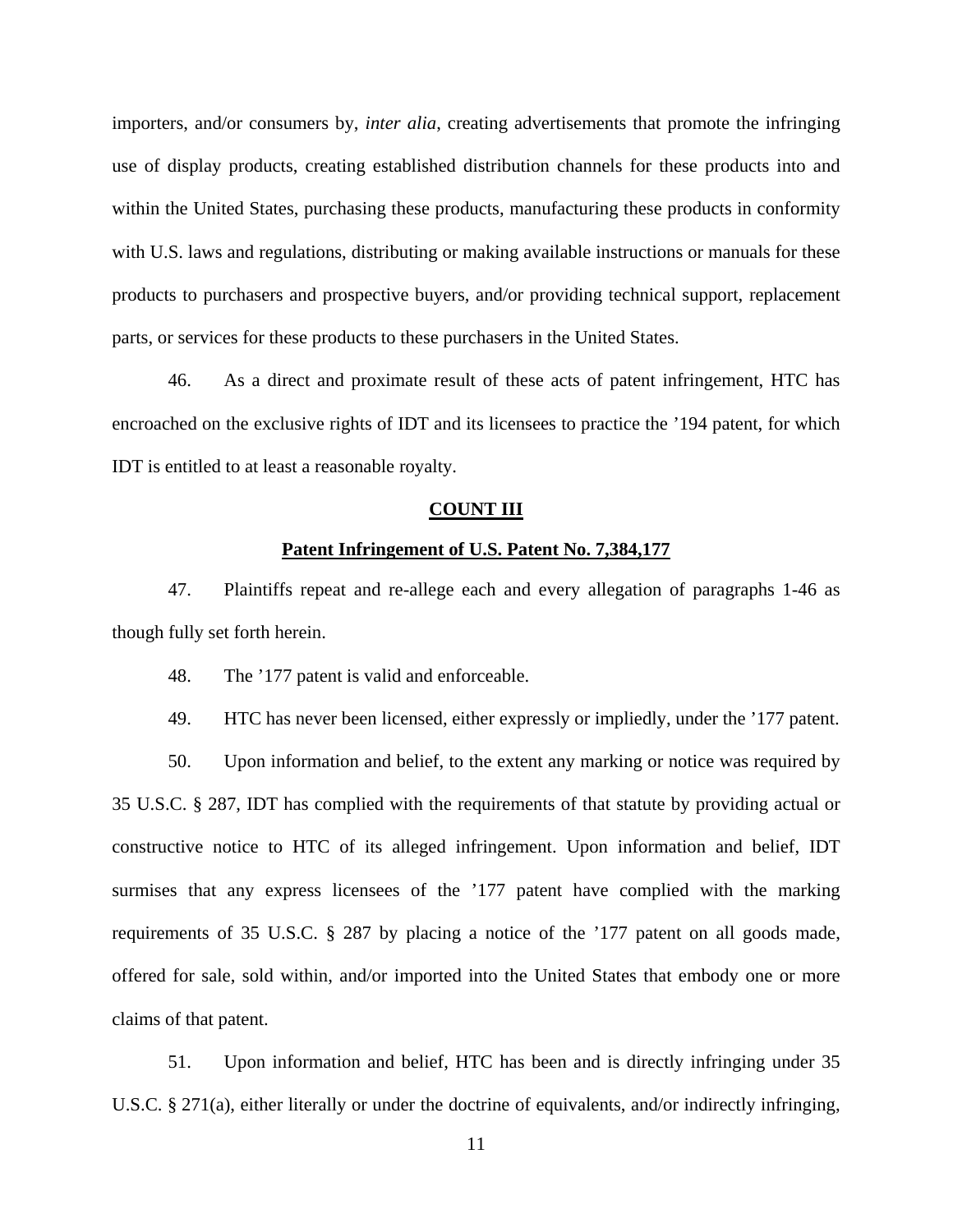importers, and/or consumers by, *inter alia*, creating advertisements that promote the infringing use of display products, creating established distribution channels for these products into and within the United States, purchasing these products, manufacturing these products in conformity with U.S. laws and regulations, distributing or making available instructions or manuals for these products to purchasers and prospective buyers, and/or providing technical support, replacement parts, or services for these products to these purchasers in the United States.

46. As a direct and proximate result of these acts of patent infringement, HTC has encroached on the exclusive rights of IDT and its licensees to practice the ’194 patent, for which IDT is entitled to at least a reasonable royalty.

**COUNT III**

**Patent Infringement of U.S. Patent No. 7,384,177**

47. Plaintiffs repeat and re-allege each and every allegation of paragraphs 1-46 as though fully set forth herein.

48. The ’177 patent is valid and enforceable.

49. HTC has never been licensed, either expressly or impliedly, under the ’177 patent.

50. Upon information and belief, to the extent any marking or notice was required by 35 U.S.C. § 287, IDT has complied with the requirements of that statute by providing actual or constructive notice to HTC of its alleged infringement. Upon information and belief, IDT surmises that any express licensees of the ’177 patent have complied with the marking requirements of 35 U.S.C. § 287 by placing a notice of the ’177 patent on all goods made, offered for sale, sold within, and/or imported into the United States that embody one or more claims of that patent.

51. Upon information and belief, HTC has been and is directly infringing under 35 U.S.C. § 271(a), either literally or under the doctrine of equivalents, and/or indirectly infringing,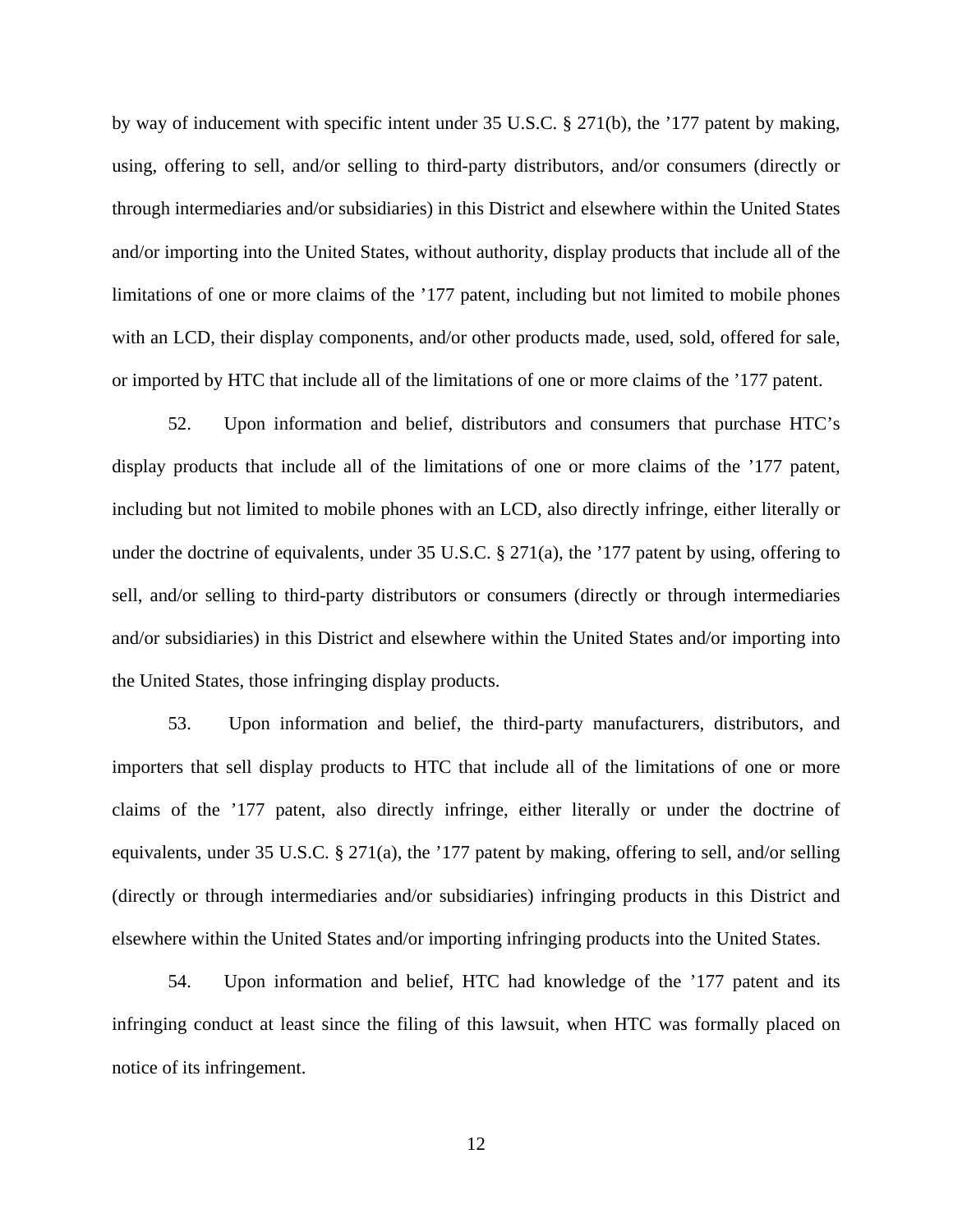by way of inducement with specific intent under 35 U.S.C. § 271(b), the ’177 patent by making, using, offering to sell, and/or selling to third-party distributors, and/or consumers (directly or through intermediaries and/or subsidiaries) in this District and elsewhere within the United States and/or importing into the United States, without authority, display products that include all of the limitations of one or more claims of the ’177 patent, including but not limited to mobile phones with an LCD, their display components, and/or other products made, used, sold, offered for sale, or imported by HTC that include all of the limitations of one or more claims of the ’177 patent.

52. Upon information and belief, distributors and consumers that purchase HTC’s display products that include all of the limitations of one or more claims of the ’177 patent, including but not limited to mobile phones with an LCD, also directly infringe, either literally or under the doctrine of equivalents, under 35 U.S.C. § 271(a), the ’177 patent by using, offering to sell, and/or selling to third-party distributors or consumers (directly or through intermediaries and/or subsidiaries) in this District and elsewhere within the United States and/or importing into the United States, those infringing display products.

53. Upon information and belief, the third-party manufacturers, distributors, and importers that sell display products to HTC that include all of the limitations of one or more claims of the ’177 patent, also directly infringe, either literally or under the doctrine of equivalents, under 35 U.S.C. § 271(a), the ’177 patent by making, offering to sell, and/or selling (directly or through intermediaries and/or subsidiaries) infringing products in this District and elsewhere within the United States and/or importing infringing products into the United States.

54. Upon information and belief, HTC had knowledge of the ’177 patent and its infringing conduct at least since the filing of this lawsuit, when HTC was formally placed on notice of its infringement.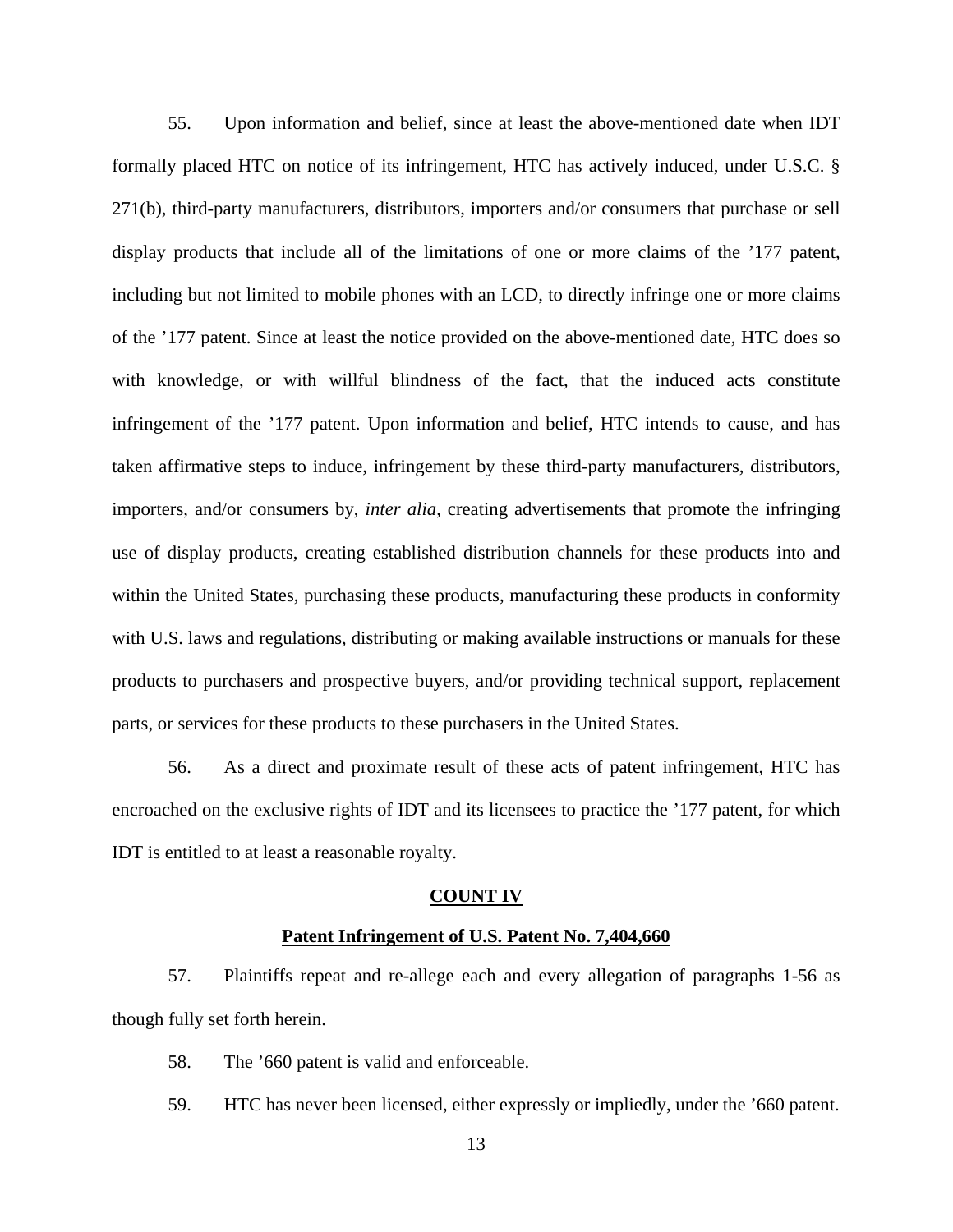55. Upon information and belief, since at least the above-mentioned date when IDT formally placed HTC on notice of its infringement, HTC has actively induced, under U.S.C. § 271(b), third-party manufacturers, distributors, importers and/or consumers that purchase or sell display products that include all of the limitations of one or more claims of the ’177 patent, including but not limited to mobile phones with an LCD, to directly infringe one or more claims of the ’177 patent. Since at least the notice provided on the above-mentioned date, HTC does so with knowledge, or with willful blindness of the fact, that the induced acts constitute infringement of the ’177 patent. Upon information and belief, HTC intends to cause, and has taken affirmative steps to induce, infringement by these third-party manufacturers, distributors, importers, and/or consumers by, *inter alia*, creating advertisements that promote the infringing use of display products, creating established distribution channels for these products into and within the United States, purchasing these products, manufacturing these products in conformity with U.S. laws and regulations, distributing or making available instructions or manuals for these products to purchasers and prospective buyers, and/or providing technical support, replacement parts, or services for these products to these purchasers in the United States.

56. As a direct and proximate result of these acts of patent infringement, HTC has encroached on the exclusive rights of IDT and its licensees to practice the ’177 patent, for which IDT is entitled to at least a reasonable royalty.

**COUNT IV**

**Patent Infringement of U.S. Patent No. 7,404,660**

57. Plaintiffs repeat and re-allege each and every allegation of paragraphs 1-56 as though fully set forth herein.

58. The ’660 patent is valid and enforceable.

59. HTC has never been licensed, either expressly or impliedly, under the ’660 patent.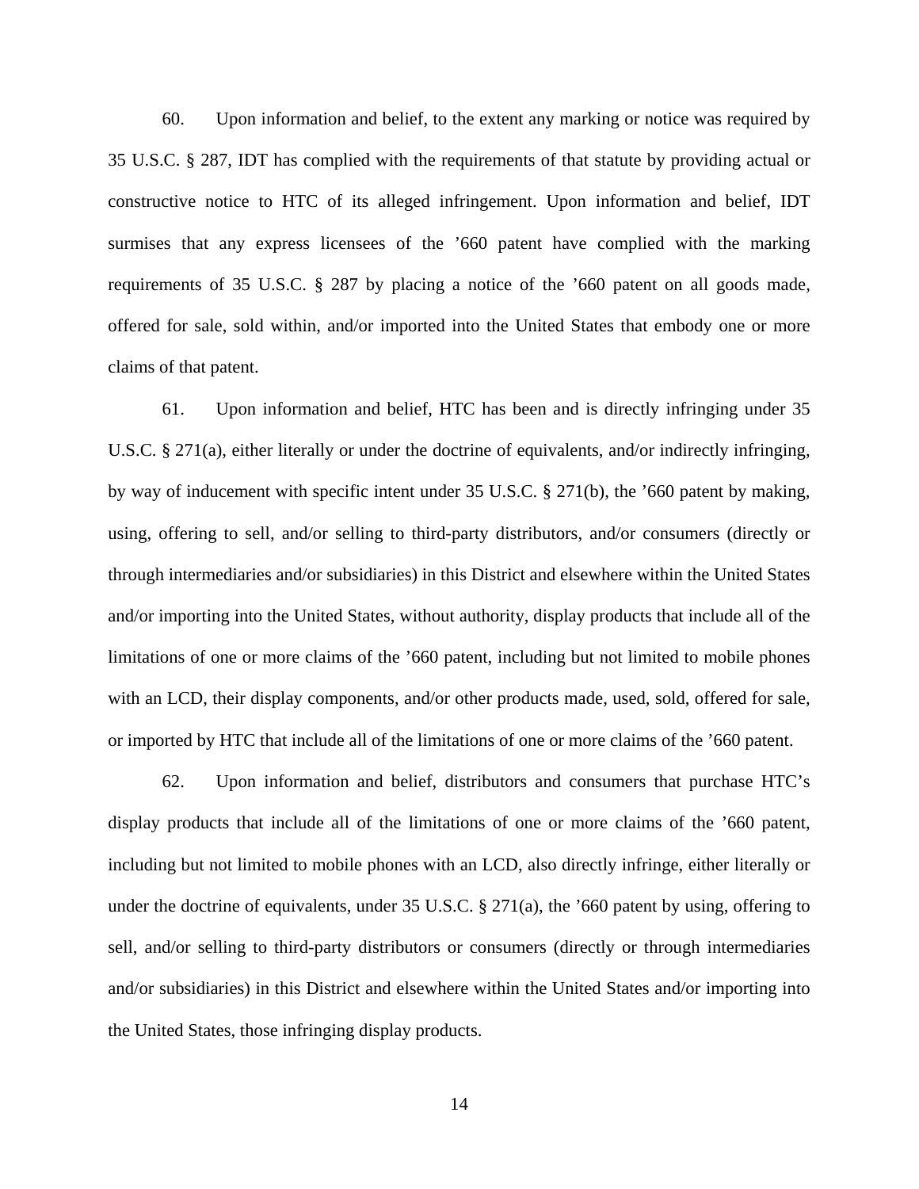60. Upon information and belief, to the extent any marking or notice was required by 35 U.S.C. § 287, IDT has complied with the requirements of that statute by providing actual or constructive notice to HTC of its alleged infringement. Upon information and belief, IDT surmises that any express licensees of the ’660 patent have complied with the marking requirements of 35 U.S.C. § 287 by placing a notice of the ’660 patent on all goods made, offered for sale, sold within, and/or imported into the United States that embody one or more claims of that patent.

61. Upon information and belief, HTC has been and is directly infringing under 35 U.S.C. § 271(a), either literally or under the doctrine of equivalents, and/or indirectly infringing, by way of inducement with specific intent under 35 U.S.C. § 271(b), the ’660 patent by making, using, offering to sell, and/or selling to third-party distributors, and/or consumers (directly or through intermediaries and/or subsidiaries) in this District and elsewhere within the United States and/or importing into the United States, without authority, display products that include all of the limitations of one or more claims of the ’660 patent, including but not limited to mobile phones with an LCD, their display components, and/or other products made, used, sold, offered for sale, or imported by HTC that include all of the limitations of one or more claims of the ’660 patent.

62. Upon information and belief, distributors and consumers that purchase HTC’s display products that include all of the limitations of one or more claims of the ’660 patent, including but not limited to mobile phones with an LCD, also directly infringe, either literally or under the doctrine of equivalents, under 35 U.S.C. § 271(a), the ’660 patent by using, offering to sell, and/or selling to third-party distributors or consumers (directly or through intermediaries and/or subsidiaries) in this District and elsewhere within the United States and/or importing into the United States, those infringing display products.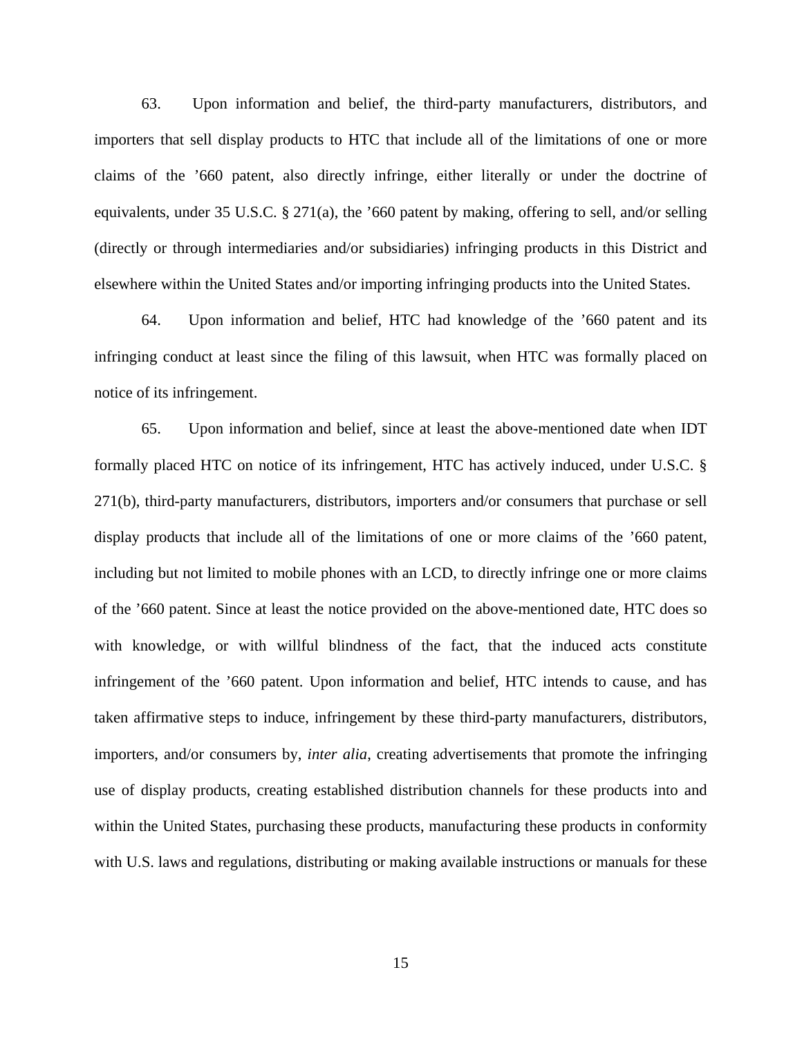63. Upon information and belief, the third-party manufacturers, distributors, and importers that sell display products to HTC that include all of the limitations of one or more claims of the ’660 patent, also directly infringe, either literally or under the doctrine of equivalents, under 35 U.S.C. § 271(a), the ’660 patent by making, offering to sell, and/or selling (directly or through intermediaries and/or subsidiaries) infringing products in this District and elsewhere within the United States and/or importing infringing products into the United States.

64. Upon information and belief, HTC had knowledge of the ’660 patent and its infringing conduct at least since the filing of this lawsuit, when HTC was formally placed on notice of its infringement.

65. Upon information and belief, since at least the above-mentioned date when IDT formally placed HTC on notice of its infringement, HTC has actively induced, under U.S.C. § 271(b), third-party manufacturers, distributors, importers and/or consumers that purchase or sell display products that include all of the limitations of one or more claims of the ’660 patent, including but not limited to mobile phones with an LCD, to directly infringe one or more claims of the ’660 patent. Since at least the notice provided on the above-mentioned date, HTC does so with knowledge, or with willful blindness of the fact, that the induced acts constitute infringement of the ’660 patent. Upon information and belief, HTC intends to cause, and has taken affirmative steps to induce, infringement by these third-party manufacturers, distributors, importers, and/or consumers by, *inter alia*, creating advertisements that promote the infringing use of display products, creating established distribution channels for these products into and within the United States, purchasing these products, manufacturing these products in conformity with U.S. laws and regulations, distributing or making available instructions or manuals for these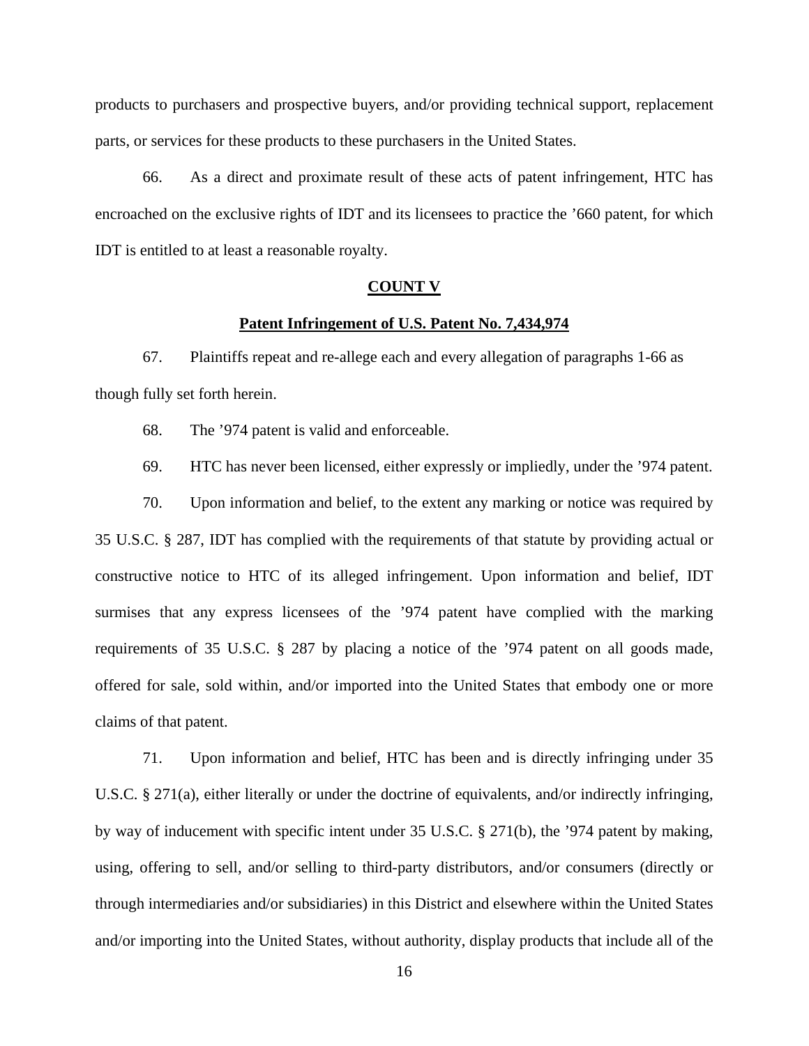products to purchasers and prospective buyers, and/or providing technical support, replacement parts, or services for these products to these purchasers in the United States.

66. As a direct and proximate result of these acts of patent infringement, HTC has encroached on the exclusive rights of IDT and its licensees to practice the ’660 patent, for which IDT is entitled to at least a reasonable royalty.

**COUNT V**

**Patent Infringement of U.S. Patent No. 7,434,974**

67. Plaintiffs repeat and re-allege each and every allegation of paragraphs 1-66 as though fully set forth herein.

68. The ’974 patent is valid and enforceable.

69. HTC has never been licensed, either expressly or impliedly, under the ’974 patent.

70. Upon information and belief, to the extent any marking or notice was required by 35 U.S.C. § 287, IDT has complied with the requirements of that statute by providing actual or constructive notice to HTC of its alleged infringement. Upon information and belief, IDT surmises that any express licensees of the ’974 patent have complied with the marking requirements of 35 U.S.C. § 287 by placing a notice of the ’974 patent on all goods made, offered for sale, sold within, and/or imported into the United States that embody one or more claims of that patent.

71. Upon information and belief, HTC has been and is directly infringing under 35 U.S.C. § 271(a), either literally or under the doctrine of equivalents, and/or indirectly infringing, by way of inducement with specific intent under 35 U.S.C. § 271(b), the ’974 patent by making, using, offering to sell, and/or selling to third-party distributors, and/or consumers (directly or through intermediaries and/or subsidiaries) in this District and elsewhere within the United States and/or importing into the United States, without authority, display products that include all of the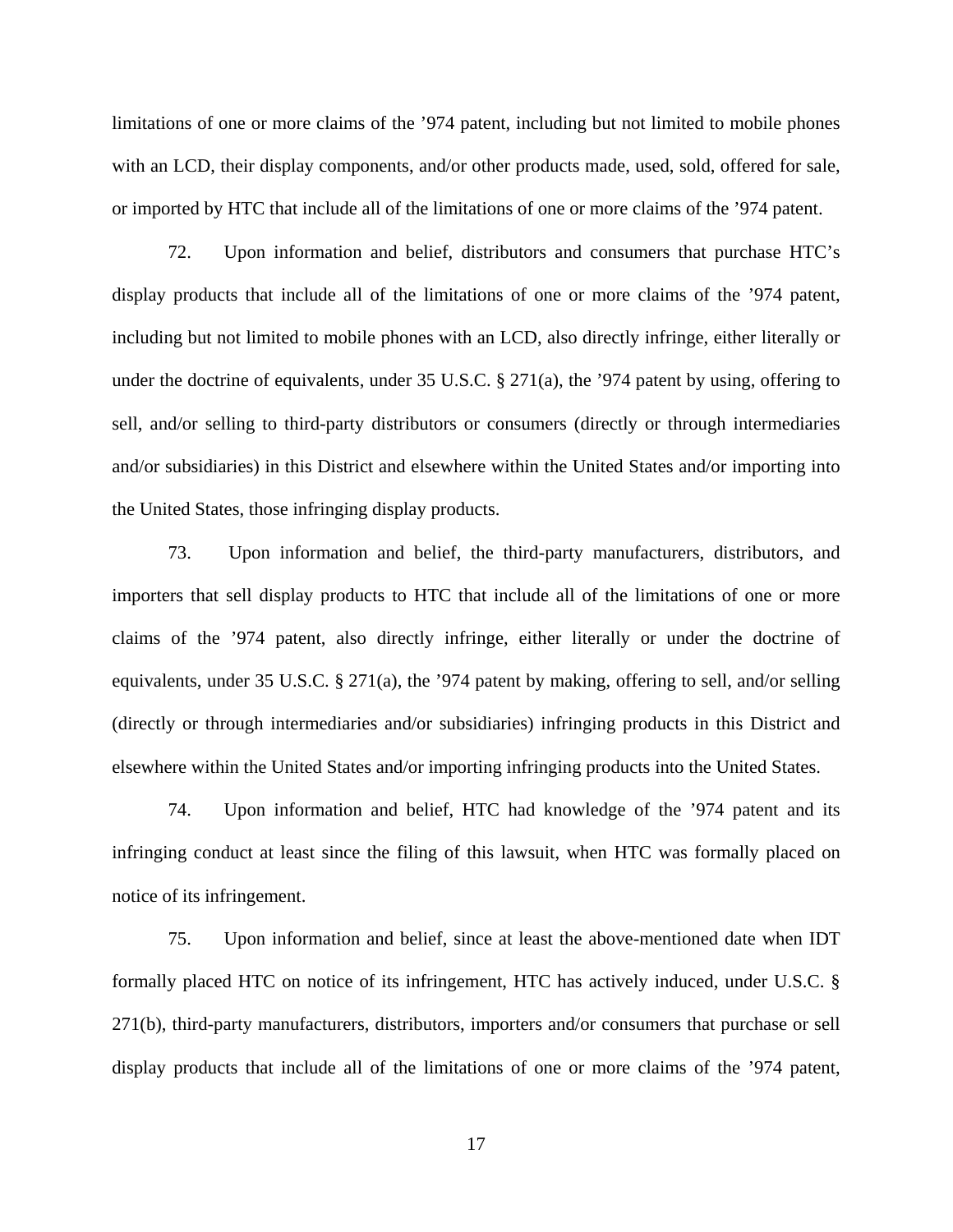limitations of one or more claims of the ’974 patent, including but not limited to mobile phones with an LCD, their display components, and/or other products made, used, sold, offered for sale, or imported by HTC that include all of the limitations of one or more claims of the ’974 patent.

72. Upon information and belief, distributors and consumers that purchase HTC’s display products that include all of the limitations of one or more claims of the ’974 patent, including but not limited to mobile phones with an LCD, also directly infringe, either literally or under the doctrine of equivalents, under 35 U.S.C. § 271(a), the ’974 patent by using, offering to sell, and/or selling to third-party distributors or consumers (directly or through intermediaries and/or subsidiaries) in this District and elsewhere within the United States and/or importing into the United States, those infringing display products.

73. Upon information and belief, the third-party manufacturers, distributors, and importers that sell display products to HTC that include all of the limitations of one or more claims of the ’974 patent, also directly infringe, either literally or under the doctrine of equivalents, under 35 U.S.C. § 271(a), the ’974 patent by making, offering to sell, and/or selling (directly or through intermediaries and/or subsidiaries) infringing products in this District and elsewhere within the United States and/or importing infringing products into the United States.

74. Upon information and belief, HTC had knowledge of the ’974 patent and its infringing conduct at least since the filing of this lawsuit, when HTC was formally placed on notice of its infringement.

75. Upon information and belief, since at least the above-mentioned date when IDT formally placed HTC on notice of its infringement, HTC has actively induced, under U.S.C. § 271(b), third-party manufacturers, distributors, importers and/or consumers that purchase or sell display products that include all of the limitations of one or more claims of the ’974 patent,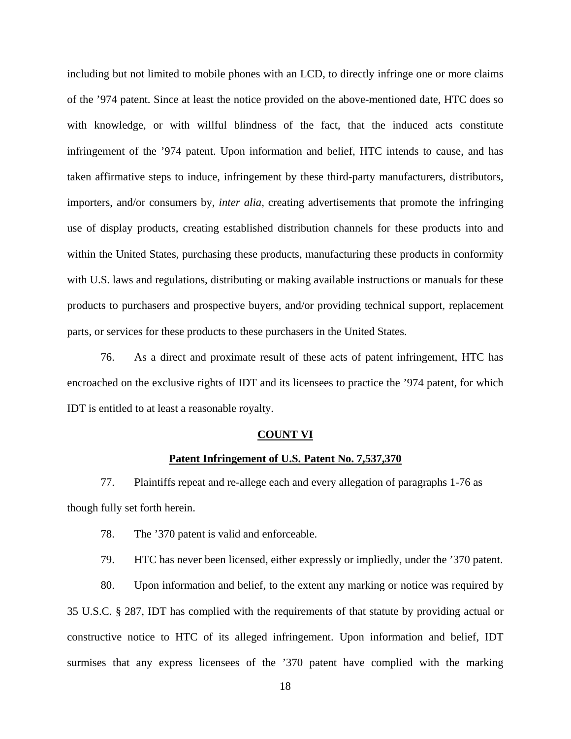including but not limited to mobile phones with an LCD, to directly infringe one or more claims of the ’974 patent. Since at least the notice provided on the above-mentioned date, HTC does so with knowledge, or with willful blindness of the fact, that the induced acts constitute infringement of the ’974 patent. Upon information and belief, HTC intends to cause, and has taken affirmative steps to induce, infringement by these third-party manufacturers, distributors, importers, and/or consumers by, *inter alia*, creating advertisements that promote the infringing use of display products, creating established distribution channels for these products into and within the United States, purchasing these products, manufacturing these products in conformity with U.S. laws and regulations, distributing or making available instructions or manuals for these products to purchasers and prospective buyers, and/or providing technical support, replacement parts, or services for these products to these purchasers in the United States.

76. As a direct and proximate result of these acts of patent infringement, HTC has encroached on the exclusive rights of IDT and its licensees to practice the ’974 patent, for which IDT is entitled to at least a reasonable royalty.

**COUNT VI**

**Patent Infringement of U.S. Patent No. 7,537,370**

77. Plaintiffs repeat and re-allege each and every allegation of paragraphs 1-76 as though fully set forth herein.

78. The ’370 patent is valid and enforceable.

79. HTC has never been licensed, either expressly or impliedly, under the ’370 patent.

80. Upon information and belief, to the extent any marking or notice was required by 35 U.S.C. § 287, IDT has complied with the requirements of that statute by providing actual or constructive notice to HTC of its alleged infringement. Upon information and belief, IDT surmises that any express licensees of the ’370 patent have complied with the marking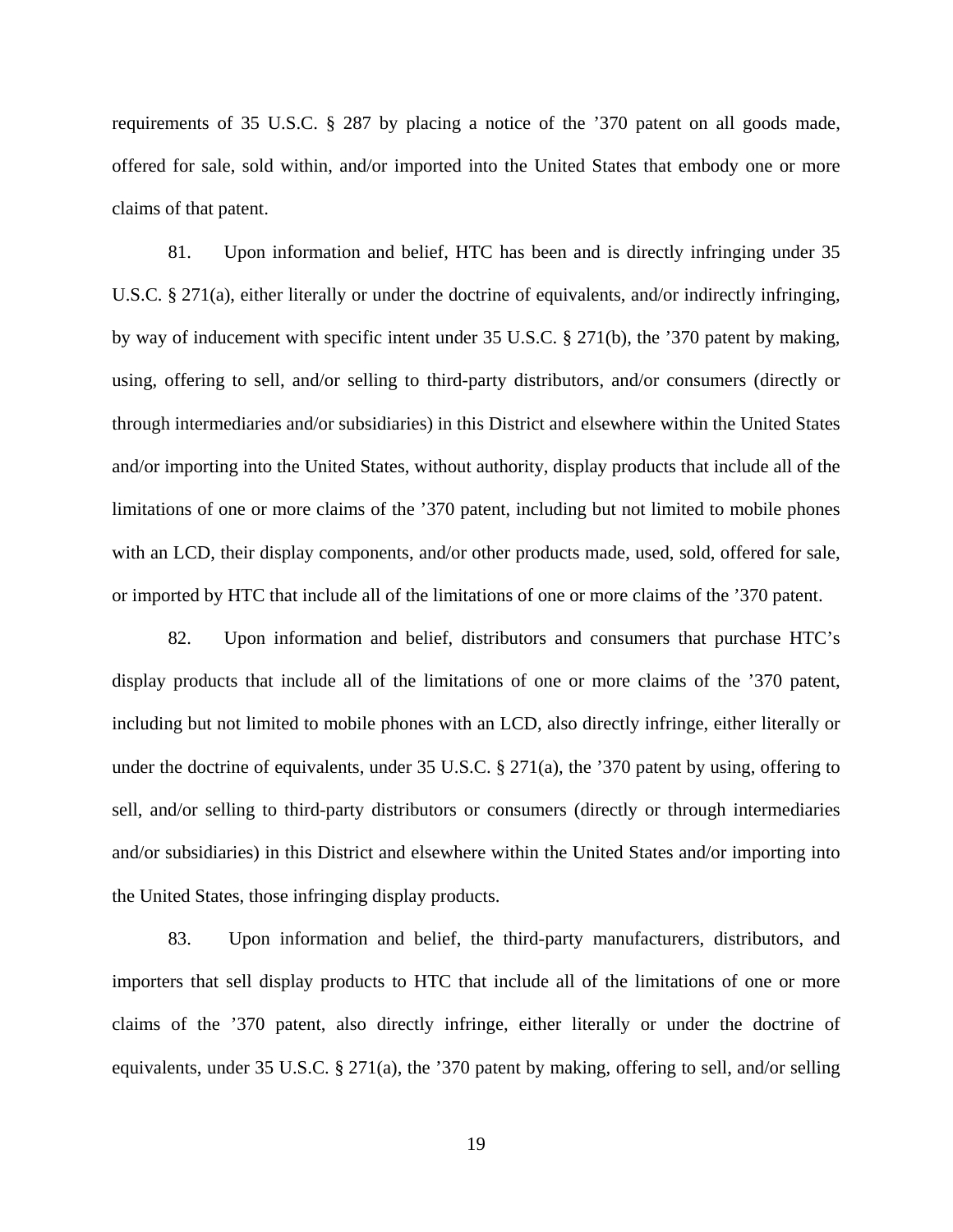requirements of 35 U.S.C. § 287 by placing a notice of the '370 patent on all goods made, offered for sale, sold within, and/or imported into the United States that embody one or more claims of that patent.

81. Upon information and belief, HTC has been and is directly infringing under 35 U.S.C. § 271(a), either literally or under the doctrine of equivalents, and/or indirectly infringing, by way of inducement with specific intent under 35 U.S.C. § 271(b), the '370 patent by making, using, offering to sell, and/or selling to third-party distributors, and/or consumers (directly or through intermediaries and/or subsidiaries) in this District and elsewhere within the United States and/or importing into the United States, without authority, display products that include all of the limitations of one or more claims of the '370 patent, including but not limited to mobile phones with an LCD, their display components, and/or other products made, used, sold, offered for sale, or imported by HTC that include all of the limitations of one or more claims of the '370 patent.

82. Upon information and belief, distributors and consumers that purchase HTC's display products that include all of the limitations of one or more claims of the '370 patent, including but not limited to mobile phones with an LCD, also directly infringe, either literally or under the doctrine of equivalents, under 35 U.S.C. § 271(a), the '370 patent by using, offering to sell, and/or selling to third-party distributors or consumers (directly or through intermediaries and/or subsidiaries) in this District and elsewhere within the United States and/or importing into the United States, those infringing display products.

83. Upon information and belief, the third-party manufacturers, distributors, and importers that sell display products to HTC that include all of the limitations of one or more claims of the '370 patent, also directly infringe, either literally or under the doctrine of equivalents, under 35 U.S.C. § 271(a), the '370 patent by making, offering to sell, and/or selling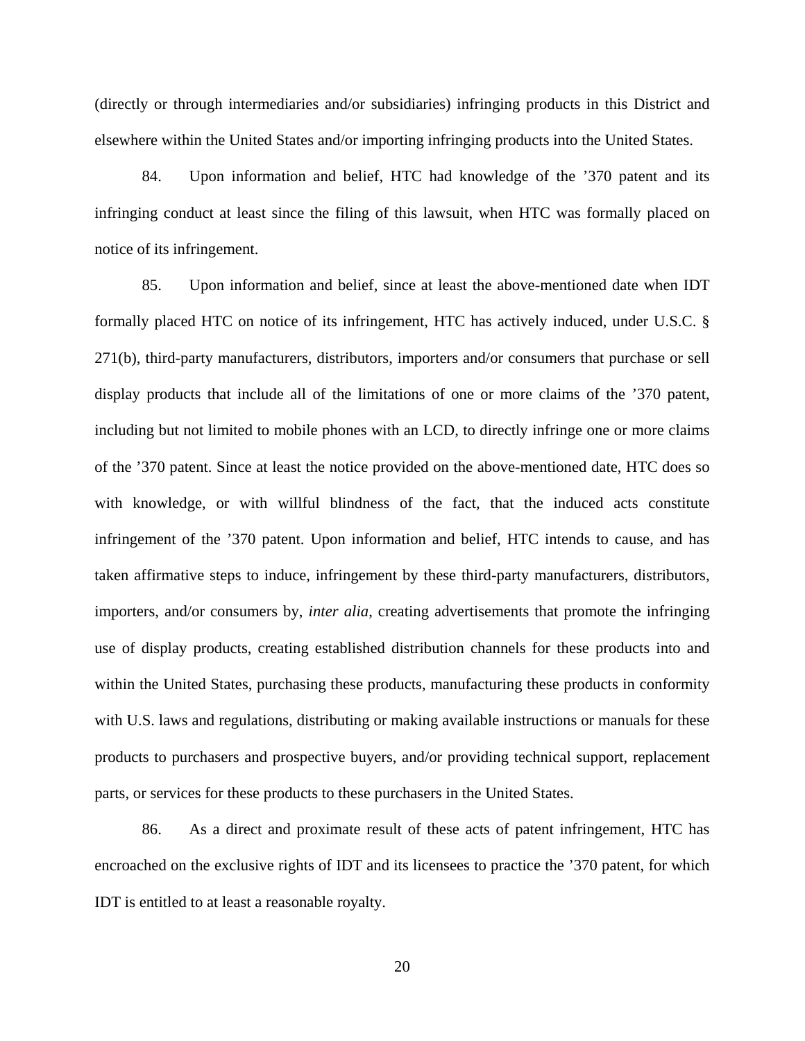(directly or through intermediaries and/or subsidiaries) infringing products in this District and elsewhere within the United States and/or importing infringing products into the United States.

84. Upon information and belief, HTC had knowledge of the ’370 patent and its infringing conduct at least since the filing of this lawsuit, when HTC was formally placed on notice of its infringement.

85. Upon information and belief, since at least the above-mentioned date when IDT formally placed HTC on notice of its infringement, HTC has actively induced, under U.S.C. § 271(b), third-party manufacturers, distributors, importers and/or consumers that purchase or sell display products that include all of the limitations of one or more claims of the ’370 patent, including but not limited to mobile phones with an LCD, to directly infringe one or more claims of the ’370 patent. Since at least the notice provided on the above-mentioned date, HTC does so with knowledge, or with willful blindness of the fact, that the induced acts constitute infringement of the ’370 patent. Upon information and belief, HTC intends to cause, and has taken affirmative steps to induce, infringement by these third-party manufacturers, distributors, importers, and/or consumers by, *inter alia*, creating advertisements that promote the infringing use of display products, creating established distribution channels for these products into and within the United States, purchasing these products, manufacturing these products in conformity with U.S. laws and regulations, distributing or making available instructions or manuals for these products to purchasers and prospective buyers, and/or providing technical support, replacement parts, or services for these products to these purchasers in the United States.

86. As a direct and proximate result of these acts of patent infringement, HTC has encroached on the exclusive rights of IDT and its licensees to practice the ’370 patent, for which IDT is entitled to at least a reasonable royalty.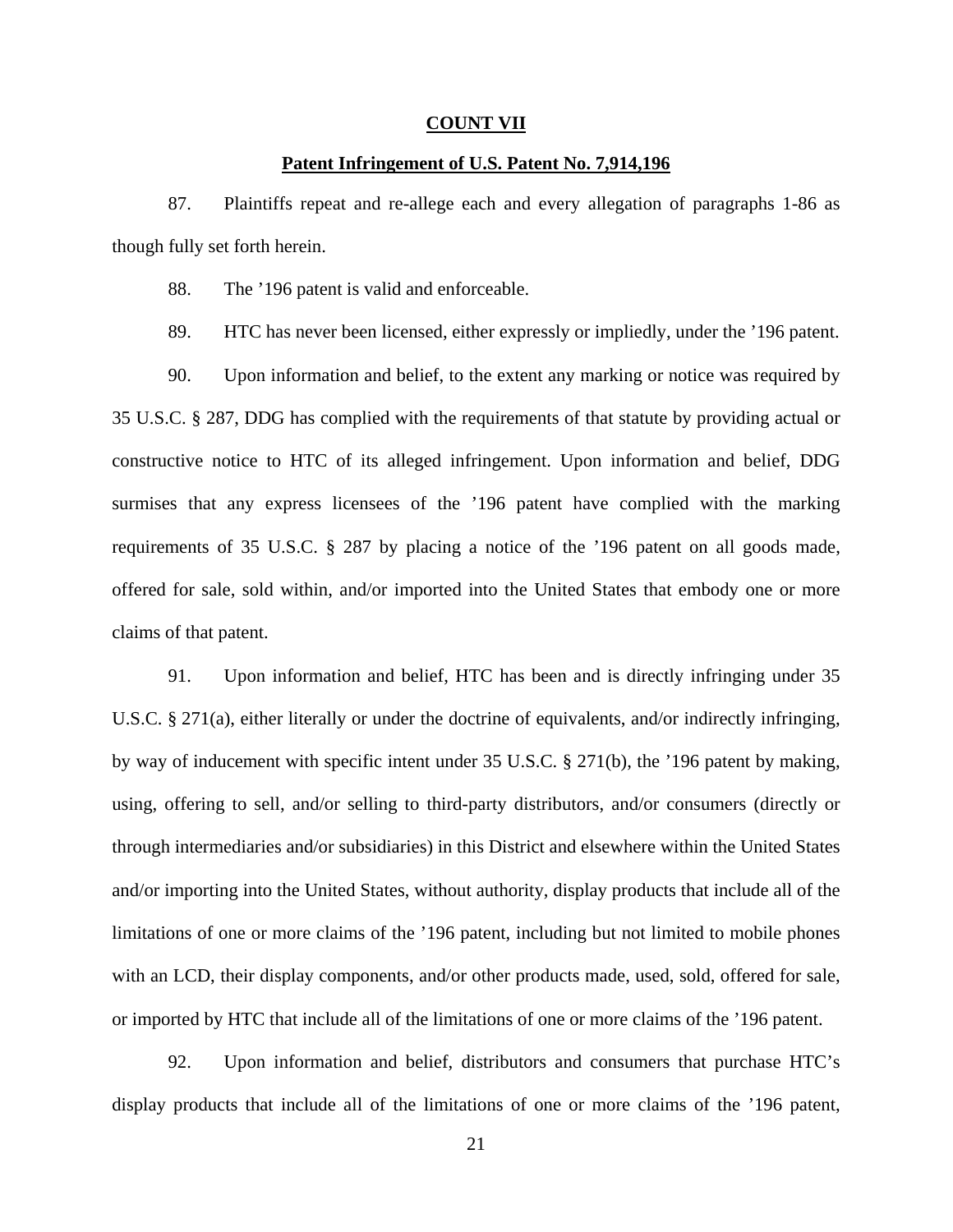**COUNT VII**

**Patent Infringement of U.S. Patent No. 7,914,196**

87. Plaintiffs repeat and re-allege each and every allegation of paragraphs 1-86 as though fully set forth herein.

88. The ’196 patent is valid and enforceable.

89. HTC has never been licensed, either expressly or impliedly, under the ’196 patent.

90. Upon information and belief, to the extent any marking or notice was required by 35 U.S.C. § 287, DDG has complied with the requirements of that statute by providing actual or constructive notice to HTC of its alleged infringement. Upon information and belief, DDG surmises that any express licensees of the ’196 patent have complied with the marking requirements of 35 U.S.C. § 287 by placing a notice of the ’196 patent on all goods made, offered for sale, sold within, and/or imported into the United States that embody one or more claims of that patent.

91. Upon information and belief, HTC has been and is directly infringing under 35 U.S.C. § 271(a), either literally or under the doctrine of equivalents, and/or indirectly infringing, by way of inducement with specific intent under 35 U.S.C. § 271(b), the ’196 patent by making, using, offering to sell, and/or selling to third-party distributors, and/or consumers (directly or through intermediaries and/or subsidiaries) in this District and elsewhere within the United States and/or importing into the United States, without authority, display products that include all of the limitations of one or more claims of the ’196 patent, including but not limited to mobile phones with an LCD, their display components, and/or other products made, used, sold, offered for sale, or imported by HTC that include all of the limitations of one or more claims of the ’196 patent.

92. Upon information and belief, distributors and consumers that purchase HTC’s display products that include all of the limitations of one or more claims of the ’196 patent,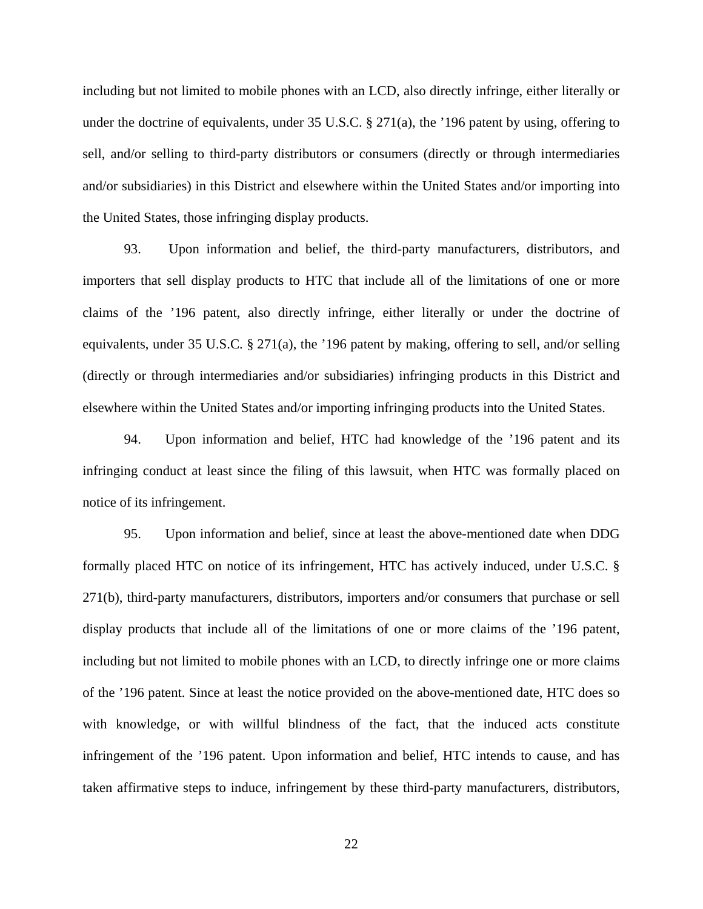including but not limited to mobile phones with an LCD, also directly infringe, either literally or under the doctrine of equivalents, under 35 U.S.C. § 271(a), the ’196 patent by using, offering to sell, and/or selling to third-party distributors or consumers (directly or through intermediaries and/or subsidiaries) in this District and elsewhere within the United States and/or importing into the United States, those infringing display products.

93. Upon information and belief, the third-party manufacturers, distributors, and importers that sell display products to HTC that include all of the limitations of one or more claims of the ’196 patent, also directly infringe, either literally or under the doctrine of equivalents, under 35 U.S.C. § 271(a), the ’196 patent by making, offering to sell, and/or selling (directly or through intermediaries and/or subsidiaries) infringing products in this District and elsewhere within the United States and/or importing infringing products into the United States.

94. Upon information and belief, HTC had knowledge of the ’196 patent and its infringing conduct at least since the filing of this lawsuit, when HTC was formally placed on notice of its infringement.

95. Upon information and belief, since at least the above-mentioned date when DDG formally placed HTC on notice of its infringement, HTC has actively induced, under U.S.C. § 271(b), third-party manufacturers, distributors, importers and/or consumers that purchase or sell display products that include all of the limitations of one or more claims of the ’196 patent, including but not limited to mobile phones with an LCD, to directly infringe one or more claims of the ’196 patent. Since at least the notice provided on the above-mentioned date, HTC does so with knowledge, or with willful blindness of the fact, that the induced acts constitute infringement of the ’196 patent. Upon information and belief, HTC intends to cause, and has taken affirmative steps to induce, infringement by these third-party manufacturers, distributors,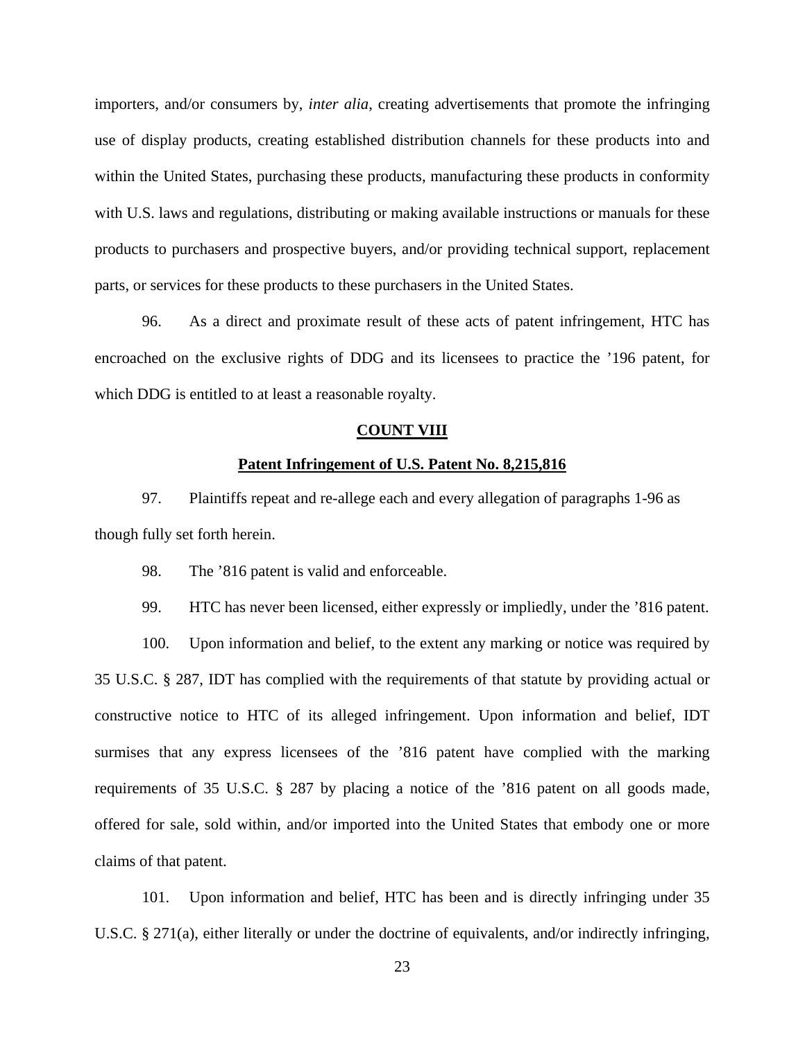importers, and/or consumers by, *inter alia*, creating advertisements that promote the infringing use of display products, creating established distribution channels for these products into and within the United States, purchasing these products, manufacturing these products in conformity with U.S. laws and regulations, distributing or making available instructions or manuals for these products to purchasers and prospective buyers, and/or providing technical support, replacement parts, or services for these products to these purchasers in the United States.

96. As a direct and proximate result of these acts of patent infringement, HTC has encroached on the exclusive rights of DDG and its licensees to practice the ’196 patent, for which DDG is entitled to at least a reasonable royalty.

**COUNT VIII**

**Patent Infringement of U.S. Patent No. 8,215,816**

97. Plaintiffs repeat and re-allege each and every allegation of paragraphs 1-96 as though fully set forth herein.

98. The ’816 patent is valid and enforceable.

99. HTC has never been licensed, either expressly or impliedly, under the ’816 patent.

100. Upon information and belief, to the extent any marking or notice was required by 35 U.S.C. § 287, IDT has complied with the requirements of that statute by providing actual or constructive notice to HTC of its alleged infringement. Upon information and belief, IDT surmises that any express licensees of the ’816 patent have complied with the marking requirements of 35 U.S.C. § 287 by placing a notice of the ’816 patent on all goods made, offered for sale, sold within, and/or imported into the United States that embody one or more claims of that patent.

101. Upon information and belief, HTC has been and is directly infringing under 35 U.S.C. § 271(a), either literally or under the doctrine of equivalents, and/or indirectly infringing,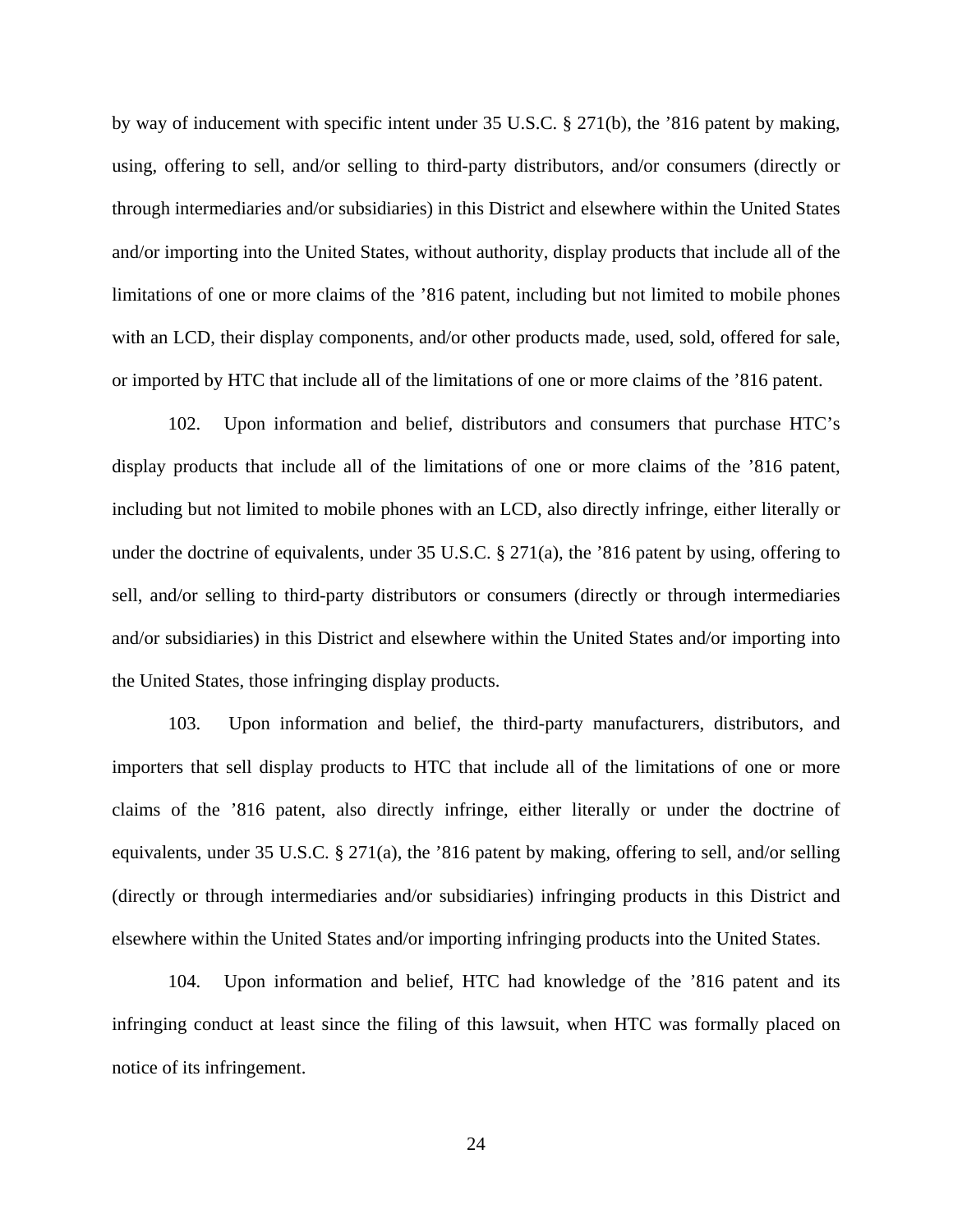by way of inducement with specific intent under 35 U.S.C. § 271(b), the ’816 patent by making, using, offering to sell, and/or selling to third-party distributors, and/or consumers (directly or through intermediaries and/or subsidiaries) in this District and elsewhere within the United States and/or importing into the United States, without authority, display products that include all of the limitations of one or more claims of the ’816 patent, including but not limited to mobile phones with an LCD, their display components, and/or other products made, used, sold, offered for sale, or imported by HTC that include all of the limitations of one or more claims of the ’816 patent.

102. Upon information and belief, distributors and consumers that purchase HTC’s display products that include all of the limitations of one or more claims of the ’816 patent, including but not limited to mobile phones with an LCD, also directly infringe, either literally or under the doctrine of equivalents, under 35 U.S.C. § 271(a), the ’816 patent by using, offering to sell, and/or selling to third-party distributors or consumers (directly or through intermediaries and/or subsidiaries) in this District and elsewhere within the United States and/or importing into the United States, those infringing display products.

103. Upon information and belief, the third-party manufacturers, distributors, and importers that sell display products to HTC that include all of the limitations of one or more claims of the ’816 patent, also directly infringe, either literally or under the doctrine of equivalents, under 35 U.S.C. § 271(a), the ’816 patent by making, offering to sell, and/or selling (directly or through intermediaries and/or subsidiaries) infringing products in this District and elsewhere within the United States and/or importing infringing products into the United States.

104. Upon information and belief, HTC had knowledge of the ’816 patent and its infringing conduct at least since the filing of this lawsuit, when HTC was formally placed on notice of its infringement.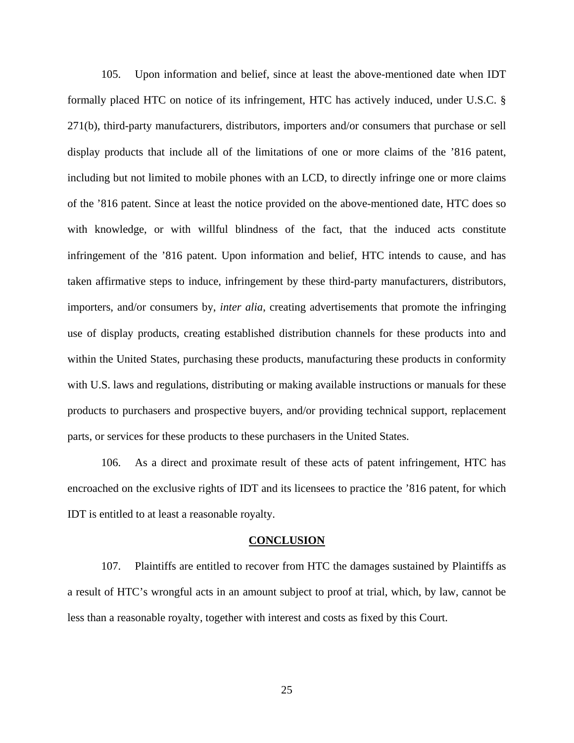105. Upon information and belief, since at least the above-mentioned date when IDT formally placed HTC on notice of its infringement, HTC has actively induced, under U.S.C. § 271(b), third-party manufacturers, distributors, importers and/or consumers that purchase or sell display products that include all of the limitations of one or more claims of the ’816 patent, including but not limited to mobile phones with an LCD, to directly infringe one or more claims of the ’816 patent. Since at least the notice provided on the above-mentioned date, HTC does so with knowledge, or with willful blindness of the fact, that the induced acts constitute infringement of the ’816 patent. Upon information and belief, HTC intends to cause, and has taken affirmative steps to induce, infringement by these third-party manufacturers, distributors, importers, and/or consumers by, *inter alia*, creating advertisements that promote the infringing use of display products, creating established distribution channels for these products into and within the United States, purchasing these products, manufacturing these products in conformity with U.S. laws and regulations, distributing or making available instructions or manuals for these products to purchasers and prospective buyers, and/or providing technical support, replacement parts, or services for these products to these purchasers in the United States.

106. As a direct and proximate result of these acts of patent infringement, HTC has encroached on the exclusive rights of IDT and its licensees to practice the ’816 patent, for which IDT is entitled to at least a reasonable royalty.

## CONCLUSION

107. Plaintiffs are entitled to recover from HTC the damages sustained by Plaintiffs as a result of HTC’s wrongful acts in an amount subject to proof at trial, which, by law, cannot be less than a reasonable royalty, together with interest and costs as fixed by this Court.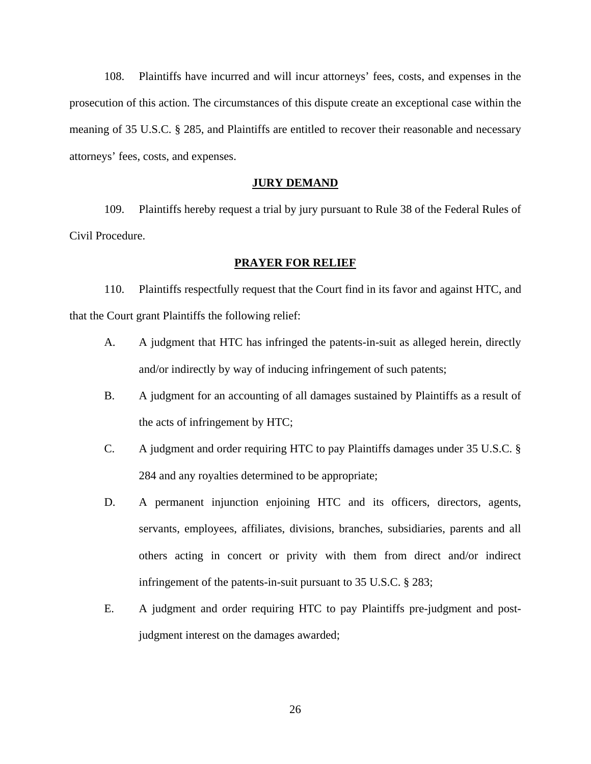108. Plaintiffs have incurred and will incur attorneys' fees, costs, and expenses in the prosecution of this action. The circumstances of this dispute create an exceptional case within the meaning of 35 U.S.C. § 285, and Plaintiffs are entitled to recover their reasonable and necessary attorneys' fees, costs, and expenses.

## **JURY DEMAND**

109. Plaintiffs hereby request a trial by jury pursuant to Rule 38 of the Federal Rules of Civil Procedure.

## **PRAYER FOR RELIEF**

110. Plaintiffs respectfully request that the Court find in its favor and against HTC, and that the Court grant Plaintiffs the following relief:

A. A judgment that HTC has infringed the patents-in-suit as alleged herein, directly and/or indirectly by way of inducing infringement of such patents;

B. A judgment for an accounting of all damages sustained by Plaintiffs as a result of the acts of infringement by HTC;

C. A judgment and order requiring HTC to pay Plaintiffs damages under 35 U.S.C. § 284 and any royalties determined to be appropriate;

D. A permanent injunction enjoining HTC and its officers, directors, agents, servants, employees, affiliates, divisions, branches, subsidiaries, parents and all others acting in concert or privity with them from direct and/or indirect infringement of the patents-in-suit pursuant to 35 U.S.C. § 283;

E. A judgment and order requiring HTC to pay Plaintiffs pre-judgment and post-judgment interest on the damages awarded;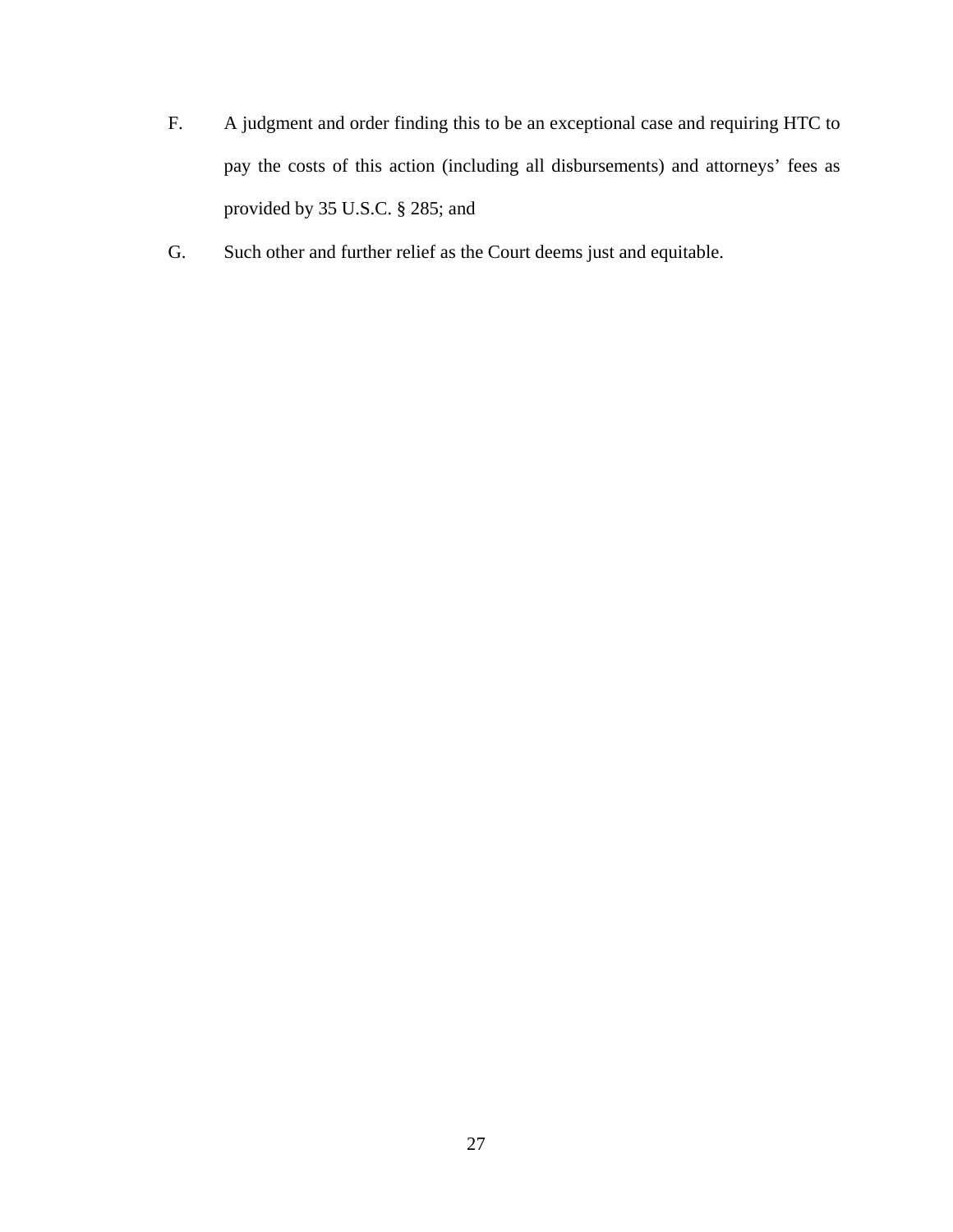F. A judgment and order finding this to be an exceptional case and requiring HTC to pay the costs of this action (including all disbursements) and attorneys' fees as provided by 35 U.S.C. § 285; and

G. Such other and further relief as the Court deems just and equitable.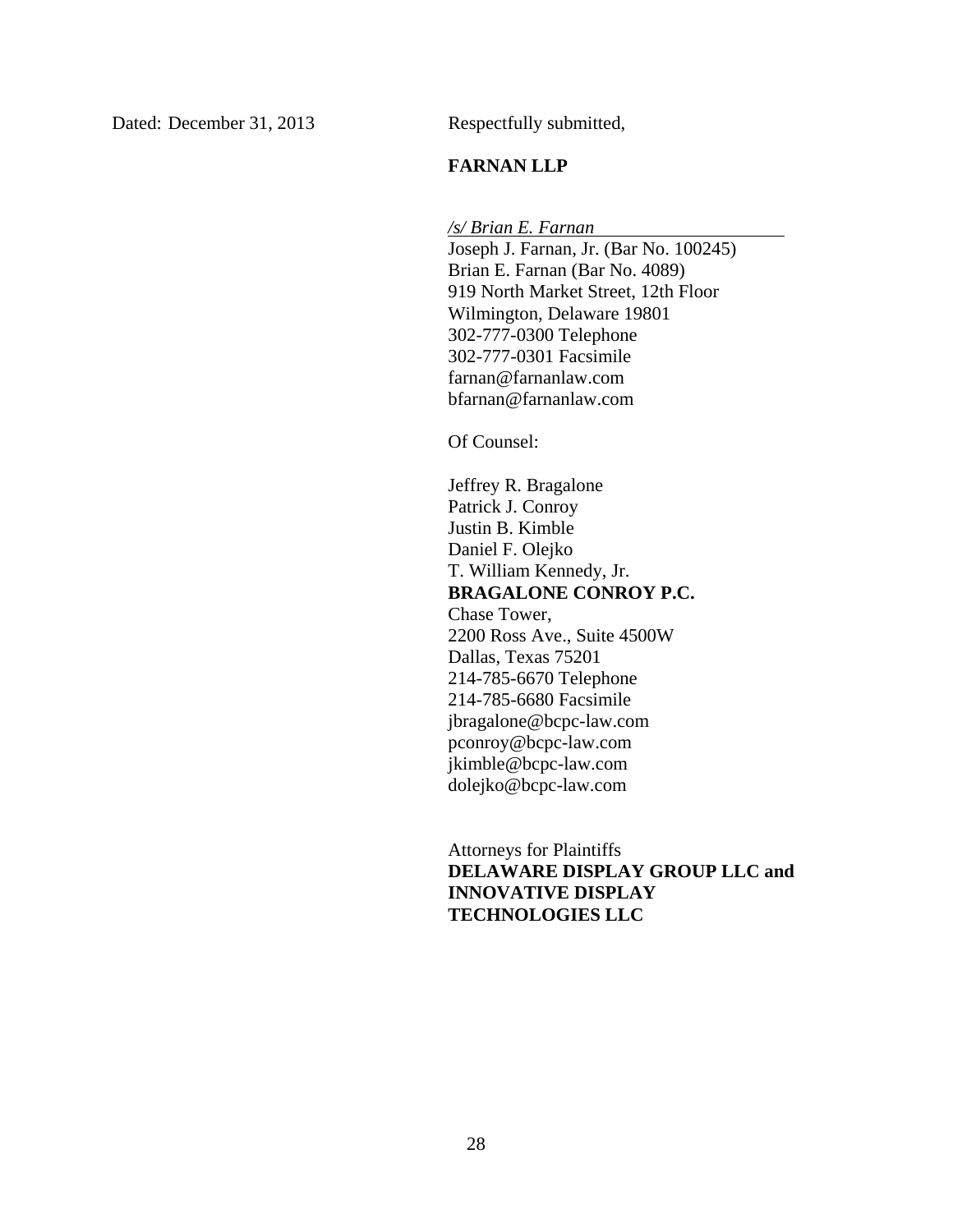Dated: December 31, 2013

Respectfully submitted,

**FARNAN LLP**

*/s/ Brian E. Farnan*
Joseph J. Farnan, Jr. (Bar No. 100245)
Brian E. Farnan (Bar No. 4089)
919 North Market Street, 12th Floor
Wilmington, Delaware 19801
302-777-0300 Telephone
302-777-0301 Facsimile
farnan@farnanlaw.com
bfarnan@farnanlaw.com

Of Counsel:

Jeffrey R. Bragalone
Patrick J. Conroy
Justin B. Kimble
Daniel F. Olejko
T. William Kennedy, Jr.
**BRAGALONE CONROY P.C.**
Chase Tower,
2200 Ross Ave., Suite 4500W
Dallas, Texas 75201
214-785-6670 Telephone
214-785-6680 Facsimile
jbragalone@bcpc-law.com
pconroy@bcpc-law.com
jkimble@bcpc-law.com
dolejko@bcpc-law.com

Attorneys for Plaintiffs
**DELAWARE DISPLAY GROUP LLC and INNOVATIVE DISPLAY TECHNOLOGIES LLC**